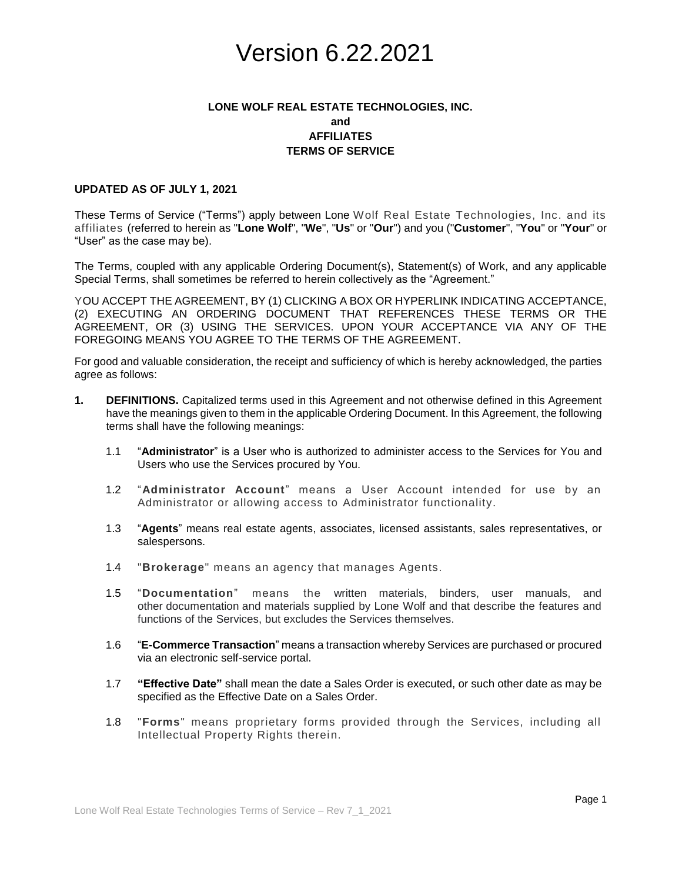# Version 6.22.2021

**LONE WOLF REAL ESTATE TECHNOLOGIES, INC.**
**and**
**AFFILIATES**
**TERMS OF SERVICE**

**UPDATED AS OF JULY 1, 2021**

These Terms of Service ("Terms") apply between Lone Wolf Real Estate Technologies, Inc. and its affiliates (referred to herein as "**Lone Wolf**", "**We**", "**Us**" or "**Our**") and you ("**Customer**", "**You**" or "**Your**" or "User" as the case may be).

The Terms, coupled with any applicable Ordering Document(s), Statement(s) of Work, and any applicable Special Terms, shall sometimes be referred to herein collectively as the "Agreement."

YOU ACCEPT THE AGREEMENT, BY (1) CLICKING A BOX OR HYPERLINK INDICATING ACCEPTANCE, (2) EXECUTING AN ORDERING DOCUMENT THAT REFERENCES THESE TERMS OR THE AGREEMENT, OR (3) USING THE SERVICES. UPON YOUR ACCEPTANCE VIA ANY OF THE FOREGOING MEANS YOU AGREE TO THE TERMS OF THE AGREEMENT.

For good and valuable consideration, the receipt and sufficiency of which is hereby acknowledged, the parties agree as follows:

**1. DEFINITIONS.** Capitalized terms used in this Agreement and not otherwise defined in this Agreement have the meanings given to them in the applicable Ordering Document. In this Agreement, the following terms shall have the following meanings:

1.1 "**Administrator**" is a User who is authorized to administer access to the Services for You and Users who use the Services procured by You.

1.2 "**Administrator Account**" means a User Account intended for use by an Administrator or allowing access to Administrator functionality.

1.3 "**Agents**" means real estate agents, associates, licensed assistants, sales representatives, or salespersons.

1.4 "**Brokerage**" means an agency that manages Agents.

1.5 "**Documentation**" means the written materials, binders, user manuals, and other documentation and materials supplied by Lone Wolf and that describe the features and functions of the Services, but excludes the Services themselves.

1.6 "**E-Commerce Transaction**" means a transaction whereby Services are purchased or procured via an electronic self-service portal.

1.7 **"Effective Date"** shall mean the date a Sales Order is executed, or such other date as may be specified as the Effective Date on a Sales Order.

1.8 "**Forms**" means proprietary forms provided through the Services, including all Intellectual Property Rights therein.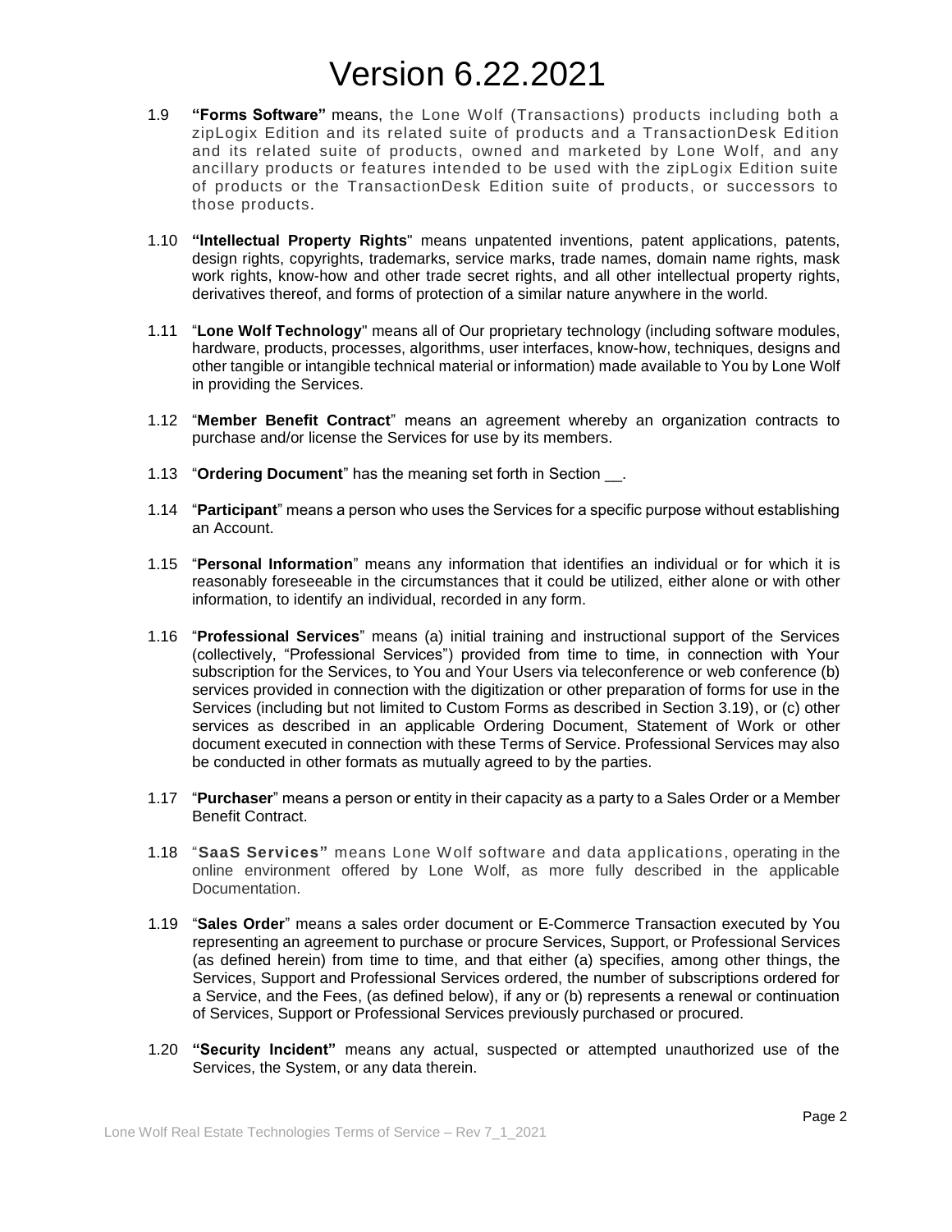1.9 **"Forms Software"** means, the Lone Wolf (Transactions) products including both a zipLogix Edition and its related suite of products and a TransactionDesk Edition and its related suite of products, owned and marketed by Lone Wolf, and any ancillary products or features intended to be used with the zipLogix Edition suite of products or the TransactionDesk Edition suite of products, or successors to those products.

1.10 **"Intellectual Property Rights**" means unpatented inventions, patent applications, patents, design rights, copyrights, trademarks, service marks, trade names, domain name rights, mask work rights, know-how and other trade secret rights, and all other intellectual property rights, derivatives thereof, and forms of protection of a similar nature anywhere in the world.

1.11 "**Lone Wolf Technology**" means all of Our proprietary technology (including software modules, hardware, products, processes, algorithms, user interfaces, know-how, techniques, designs and other tangible or intangible technical material or information) made available to You by Lone Wolf in providing the Services.

1.12 "**Member Benefit Contract**" means an agreement whereby an organization contracts to purchase and/or license the Services for use by its members.

1.13 "**Ordering Document**" has the meaning set forth in Section __.

1.14 "**Participant**" means a person who uses the Services for a specific purpose without establishing an Account.

1.15 "**Personal Information**" means any information that identifies an individual or for which it is reasonably foreseeable in the circumstances that it could be utilized, either alone or with other information, to identify an individual, recorded in any form.

1.16 "**Professional Services**" means (a) initial training and instructional support of the Services (collectively, "Professional Services") provided from time to time, in connection with Your subscription for the Services, to You and Your Users via teleconference or web conference (b) services provided in connection with the digitization or other preparation of forms for use in the Services (including but not limited to Custom Forms as described in Section 3.19), or (c) other services as described in an applicable Ordering Document, Statement of Work or other document executed in connection with these Terms of Service. Professional Services may also be conducted in other formats as mutually agreed to by the parties.

1.17 "**Purchaser**" means a person or entity in their capacity as a party to a Sales Order or a Member Benefit Contract.

1.18 "**SaaS Services"** means Lone Wolf software and data applications, operating in the online environment offered by Lone Wolf, as more fully described in the applicable Documentation.

1.19 "**Sales Order**" means a sales order document or E-Commerce Transaction executed by You representing an agreement to purchase or procure Services, Support, or Professional Services (as defined herein) from time to time, and that either (a) specifies, among other things, the Services, Support and Professional Services ordered, the number of subscriptions ordered for a Service, and the Fees, (as defined below), if any or (b) represents a renewal or continuation of Services, Support or Professional Services previously purchased or procured.

1.20 **"Security Incident"** means any actual, suspected or attempted unauthorized use of the Services, the System, or any data therein.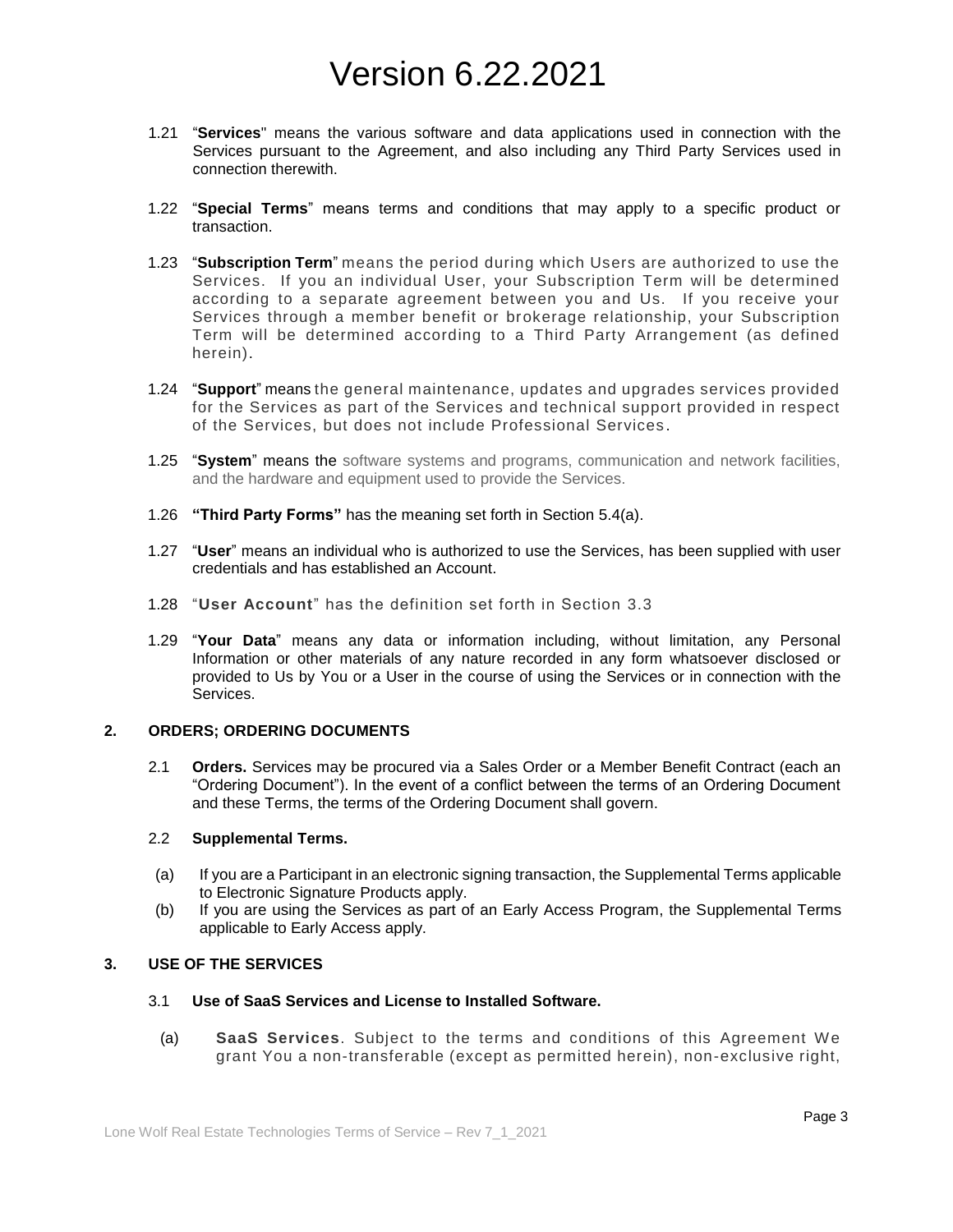1.21 "**Services**" means the various software and data applications used in connection with the Services pursuant to the Agreement, and also including any Third Party Services used in connection therewith.

1.22 "**Special Terms**" means terms and conditions that may apply to a specific product or transaction.

1.23 "**Subscription Term**" means the period during which Users are authorized to use the Services. If you an individual User, your Subscription Term will be determined according to a separate agreement between you and Us. If you receive your Services through a member benefit or brokerage relationship, your Subscription Term will be determined according to a Third Party Arrangement (as defined herein).

1.24 "**Support**" means the general maintenance, updates and upgrades services provided for the Services as part of the Services and technical support provided in respect of the Services, but does not include Professional Services.

1.25 "**System**" means the software systems and programs, communication and network facilities, and the hardware and equipment used to provide the Services.

1.26 **"Third Party Forms"** has the meaning set forth in Section 5.4(a).

1.27 "**User**" means an individual who is authorized to use the Services, has been supplied with user credentials and has established an Account.

1.28 "**User Account**" has the definition set forth in Section 3.3

1.29 "**Your Data**" means any data or information including, without limitation, any Personal Information or other materials of any nature recorded in any form whatsoever disclosed or provided to Us by You or a User in the course of using the Services or in connection with the Services.

## 2. ORDERS; ORDERING DOCUMENTS

2.1 **Orders.** Services may be procured via a Sales Order or a Member Benefit Contract (each an "Ordering Document"). In the event of a conflict between the terms of an Ordering Document and these Terms, the terms of the Ordering Document shall govern.

2.2 **Supplemental Terms.**

(a) If you are a Participant in an electronic signing transaction, the Supplemental Terms applicable to Electronic Signature Products apply.

(b) If you are using the Services as part of an Early Access Program, the Supplemental Terms applicable to Early Access apply.

## 3. USE OF THE SERVICES

3.1 **Use of SaaS Services and License to Installed Software.**

(a) **SaaS Services**. Subject to the terms and conditions of this Agreement We grant You a non-transferable (except as permitted herein), non-exclusive right,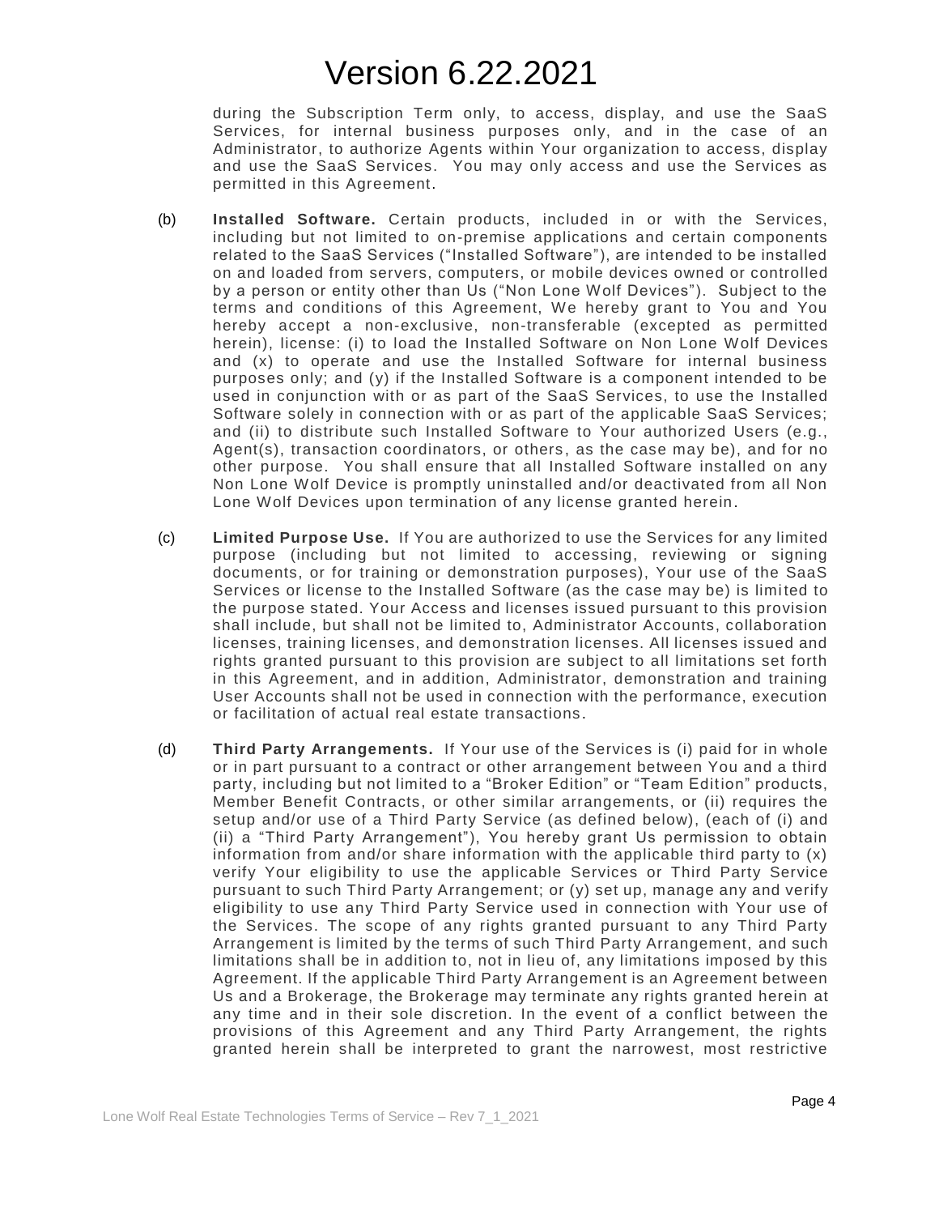during the Subscription Term only, to access, display, and use the SaaS Services, for internal business purposes only, and in the case of an Administrator, to authorize Agents within Your organization to access, display and use the SaaS Services. You may only access and use the Services as permitted in this Agreement.

(b) **Installed Software.** Certain products, included in or with the Services, including but not limited to on-premise applications and certain components related to the SaaS Services ("Installed Software"), are intended to be installed on and loaded from servers, computers, or mobile devices owned or controlled by a person or entity other than Us ("Non Lone Wolf Devices"). Subject to the terms and conditions of this Agreement, We hereby grant to You and You hereby accept a non-exclusive, non-transferable (excepted as permitted herein), license: (i) to load the Installed Software on Non Lone Wolf Devices and (x) to operate and use the Installed Software for internal business purposes only; and (y) if the Installed Software is a component intended to be used in conjunction with or as part of the SaaS Services, to use the Installed Software solely in connection with or as part of the applicable SaaS Services; and (ii) to distribute such Installed Software to Your authorized Users (e.g., Agent(s), transaction coordinators, or others, as the case may be), and for no other purpose. You shall ensure that all Installed Software installed on any Non Lone Wolf Device is promptly uninstalled and/or deactivated from all Non Lone Wolf Devices upon termination of any license granted herein.

(c) **Limited Purpose Use.** If You are authorized to use the Services for any limited purpose (including but not limited to accessing, reviewing or signing documents, or for training or demonstration purposes), Your use of the SaaS Services or license to the Installed Software (as the case may be) is limited to the purpose stated. Your Access and licenses issued pursuant to this provision shall include, but shall not be limited to, Administrator Accounts, collaboration licenses, training licenses, and demonstration licenses. All licenses issued and rights granted pursuant to this provision are subject to all limitations set forth in this Agreement, and in addition, Administrator, demonstration and training User Accounts shall not be used in connection with the performance, execution or facilitation of actual real estate transactions.

(d) **Third Party Arrangements.** If Your use of the Services is (i) paid for in whole or in part pursuant to a contract or other arrangement between You and a third party, including but not limited to a "Broker Edition" or "Team Edition" products, Member Benefit Contracts, or other similar arrangements, or (ii) requires the setup and/or use of a Third Party Service (as defined below), (each of (i) and (ii) a "Third Party Arrangement"), You hereby grant Us permission to obtain information from and/or share information with the applicable third party to (x) verify Your eligibility to use the applicable Services or Third Party Service pursuant to such Third Party Arrangement; or (y) set up, manage any and verify eligibility to use any Third Party Service used in connection with Your use of the Services. The scope of any rights granted pursuant to any Third Party Arrangement is limited by the terms of such Third Party Arrangement, and such limitations shall be in addition to, not in lieu of, any limitations imposed by this Agreement. If the applicable Third Party Arrangement is an Agreement between Us and a Brokerage, the Brokerage may terminate any rights granted herein at any time and in their sole discretion. In the event of a conflict between the provisions of this Agreement and any Third Party Arrangement, the rights granted herein shall be interpreted to grant the narrowest, most restrictive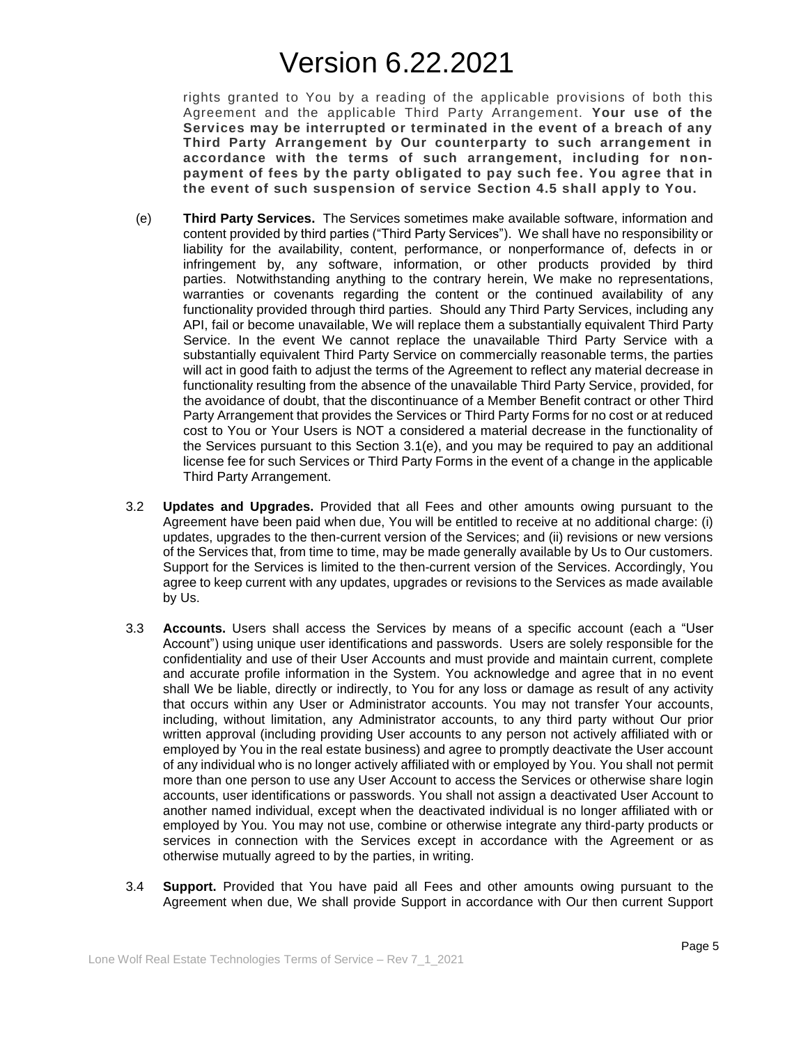rights granted to You by a reading of the applicable provisions of both this Agreement and the applicable Third Party Arrangement. **Your use of the Services may be interrupted or terminated in the event of a breach of any Third Party Arrangement by Our counterparty to such arrangement in accordance with the terms of such arrangement, including for non-payment of fees by the party obligated to pay such fee. You agree that in the event of such suspension of service Section 4.5 shall apply to You.**

(e) **Third Party Services.** The Services sometimes make available software, information and content provided by third parties ("Third Party Services"). We shall have no responsibility or liability for the availability, content, performance, or nonperformance of, defects in or infringement by, any software, information, or other products provided by third parties. Notwithstanding anything to the contrary herein, We make no representations, warranties or covenants regarding the content or the continued availability of any functionality provided through third parties. Should any Third Party Services, including any API, fail or become unavailable, We will replace them a substantially equivalent Third Party Service. In the event We cannot replace the unavailable Third Party Service with a substantially equivalent Third Party Service on commercially reasonable terms, the parties will act in good faith to adjust the terms of the Agreement to reflect any material decrease in functionality resulting from the absence of the unavailable Third Party Service, provided, for the avoidance of doubt, that the discontinuance of a Member Benefit contract or other Third Party Arrangement that provides the Services or Third Party Forms for no cost or at reduced cost to You or Your Users is NOT a considered a material decrease in the functionality of the Services pursuant to this Section 3.1(e), and you may be required to pay an additional license fee for such Services or Third Party Forms in the event of a change in the applicable Third Party Arrangement.

3.2 **Updates and Upgrades.** Provided that all Fees and other amounts owing pursuant to the Agreement have been paid when due, You will be entitled to receive at no additional charge: (i) updates, upgrades to the then-current version of the Services; and (ii) revisions or new versions of the Services that, from time to time, may be made generally available by Us to Our customers. Support for the Services is limited to the then-current version of the Services. Accordingly, You agree to keep current with any updates, upgrades or revisions to the Services as made available by Us.

3.3 **Accounts.** Users shall access the Services by means of a specific account (each a "User Account") using unique user identifications and passwords. Users are solely responsible for the confidentiality and use of their User Accounts and must provide and maintain current, complete and accurate profile information in the System. You acknowledge and agree that in no event shall We be liable, directly or indirectly, to You for any loss or damage as result of any activity that occurs within any User or Administrator accounts. You may not transfer Your accounts, including, without limitation, any Administrator accounts, to any third party without Our prior written approval (including providing User accounts to any person not actively affiliated with or employed by You in the real estate business) and agree to promptly deactivate the User account of any individual who is no longer actively affiliated with or employed by You. You shall not permit more than one person to use any User Account to access the Services or otherwise share login accounts, user identifications or passwords. You shall not assign a deactivated User Account to another named individual, except when the deactivated individual is no longer affiliated with or employed by You. You may not use, combine or otherwise integrate any third-party products or services in connection with the Services except in accordance with the Agreement or as otherwise mutually agreed to by the parties, in writing.

3.4 **Support.** Provided that You have paid all Fees and other amounts owing pursuant to the Agreement when due, We shall provide Support in accordance with Our then current Support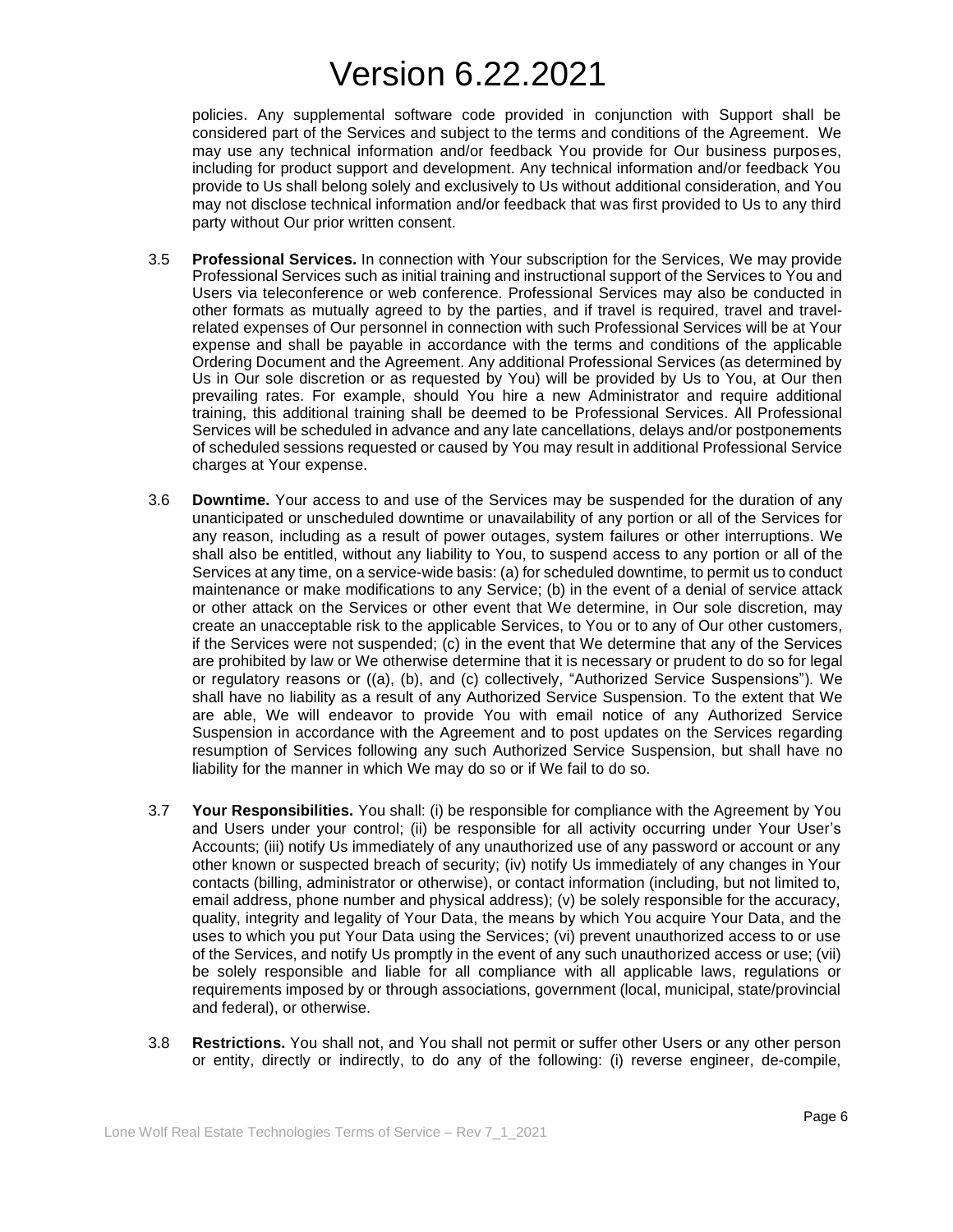policies. Any supplemental software code provided in conjunction with Support shall be considered part of the Services and subject to the terms and conditions of the Agreement. We may use any technical information and/or feedback You provide for Our business purposes, including for product support and development. Any technical information and/or feedback You provide to Us shall belong solely and exclusively to Us without additional consideration, and You may not disclose technical information and/or feedback that was first provided to Us to any third party without Our prior written consent.

3.5 **Professional Services.** In connection with Your subscription for the Services, We may provide Professional Services such as initial training and instructional support of the Services to You and Users via teleconference or web conference. Professional Services may also be conducted in other formats as mutually agreed to by the parties, and if travel is required, travel and travel-related expenses of Our personnel in connection with such Professional Services will be at Your expense and shall be payable in accordance with the terms and conditions of the applicable Ordering Document and the Agreement. Any additional Professional Services (as determined by Us in Our sole discretion or as requested by You) will be provided by Us to You, at Our then prevailing rates. For example, should You hire a new Administrator and require additional training, this additional training shall be deemed to be Professional Services. All Professional Services will be scheduled in advance and any late cancellations, delays and/or postponements of scheduled sessions requested or caused by You may result in additional Professional Service charges at Your expense.

3.6 **Downtime.** Your access to and use of the Services may be suspended for the duration of any unanticipated or unscheduled downtime or unavailability of any portion or all of the Services for any reason, including as a result of power outages, system failures or other interruptions. We shall also be entitled, without any liability to You, to suspend access to any portion or all of the Services at any time, on a service-wide basis: (a) for scheduled downtime, to permit us to conduct maintenance or make modifications to any Service; (b) in the event of a denial of service attack or other attack on the Services or other event that We determine, in Our sole discretion, may create an unacceptable risk to the applicable Services, to You or to any of Our other customers, if the Services were not suspended; (c) in the event that We determine that any of the Services are prohibited by law or We otherwise determine that it is necessary or prudent to do so for legal or regulatory reasons or ((a), (b), and (c) collectively, "Authorized Service Suspensions"). We shall have no liability as a result of any Authorized Service Suspension. To the extent that We are able, We will endeavor to provide You with email notice of any Authorized Service Suspension in accordance with the Agreement and to post updates on the Services regarding resumption of Services following any such Authorized Service Suspension, but shall have no liability for the manner in which We may do so or if We fail to do so.

3.7 **Your Responsibilities.** You shall: (i) be responsible for compliance with the Agreement by You and Users under your control; (ii) be responsible for all activity occurring under Your User's Accounts; (iii) notify Us immediately of any unauthorized use of any password or account or any other known or suspected breach of security; (iv) notify Us immediately of any changes in Your contacts (billing, administrator or otherwise), or contact information (including, but not limited to, email address, phone number and physical address); (v) be solely responsible for the accuracy, quality, integrity and legality of Your Data, the means by which You acquire Your Data, and the uses to which you put Your Data using the Services; (vi) prevent unauthorized access to or use of the Services, and notify Us promptly in the event of any such unauthorized access or use; (vii) be solely responsible and liable for all compliance with all applicable laws, regulations or requirements imposed by or through associations, government (local, municipal, state/provincial and federal), or otherwise.

3.8 **Restrictions.** You shall not, and You shall not permit or suffer other Users or any other person or entity, directly or indirectly, to do any of the following: (i) reverse engineer, de-compile,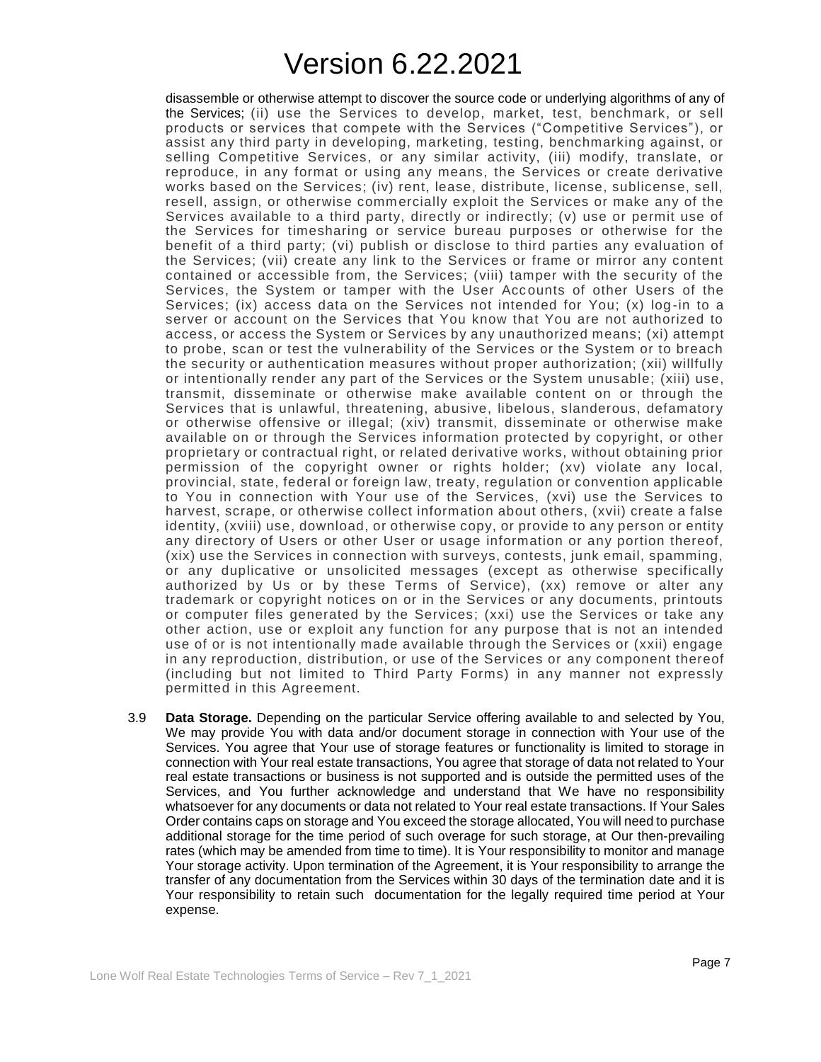disassemble or otherwise attempt to discover the source code or underlying algorithms of any of the Services; (ii) use the Services to develop, market, test, benchmark, or sell products or services that compete with the Services ("Competitive Services"), or assist any third party in developing, marketing, testing, benchmarking against, or selling Competitive Services, or any similar activity, (iii) modify, translate, or reproduce, in any format or using any means, the Services or create derivative works based on the Services; (iv) rent, lease, distribute, license, sublicense, sell, resell, assign, or otherwise commercially exploit the Services or make any of the Services available to a third party, directly or indirectly; (v) use or permit use of the Services for timesharing or service bureau purposes or otherwise for the benefit of a third party; (vi) publish or disclose to third parties any evaluation of the Services; (vii) create any link to the Services or frame or mirror any content contained or accessible from, the Services; (viii) tamper with the security of the Services, the System or tamper with the User Accounts of other Users of the Services; (ix) access data on the Services not intended for You; (x) log-in to a server or account on the Services that You know that You are not authorized to access, or access the System or Services by any unauthorized means; (xi) attempt to probe, scan or test the vulnerability of the Services or the System or to breach the security or authentication measures without proper authorization; (xii) willfully or intentionally render any part of the Services or the System unusable; (xiii) use, transmit, disseminate or otherwise make available content on or through the Services that is unlawful, threatening, abusive, libelous, slanderous, defamatory or otherwise offensive or illegal; (xiv) transmit, disseminate or otherwise make available on or through the Services information protected by copyright, or other proprietary or contractual right, or related derivative works, without obtaining prior permission of the copyright owner or rights holder; (xv) violate any local, provincial, state, federal or foreign law, treaty, regulation or convention applicable to You in connection with Your use of the Services, (xvi) use the Services to harvest, scrape, or otherwise collect information about others, (xvii) create a false identity, (xviii) use, download, or otherwise copy, or provide to any person or entity any directory of Users or other User or usage information or any portion thereof, (xix) use the Services in connection with surveys, contests, junk email, spamming, or any duplicative or unsolicited messages (except as otherwise specifically authorized by Us or by these Terms of Service), (xx) remove or alter any trademark or copyright notices on or in the Services or any documents, printouts or computer files generated by the Services; (xxi) use the Services or take any other action, use or exploit any function for any purpose that is not an intended use of or is not intentionally made available through the Services or (xxii) engage in any reproduction, distribution, or use of the Services or any component thereof (including but not limited to Third Party Forms) in any manner not expressly permitted in this Agreement.

3.9 **Data Storage.** Depending on the particular Service offering available to and selected by You, We may provide You with data and/or document storage in connection with Your use of the Services. You agree that Your use of storage features or functionality is limited to storage in connection with Your real estate transactions, You agree that storage of data not related to Your real estate transactions or business is not supported and is outside the permitted uses of the Services, and You further acknowledge and understand that We have no responsibility whatsoever for any documents or data not related to Your real estate transactions. If Your Sales Order contains caps on storage and You exceed the storage allocated, You will need to purchase additional storage for the time period of such overage for such storage, at Our then-prevailing rates (which may be amended from time to time). It is Your responsibility to monitor and manage Your storage activity. Upon termination of the Agreement, it is Your responsibility to arrange the transfer of any documentation from the Services within 30 days of the termination date and it is Your responsibility to retain such documentation for the legally required time period at Your expense.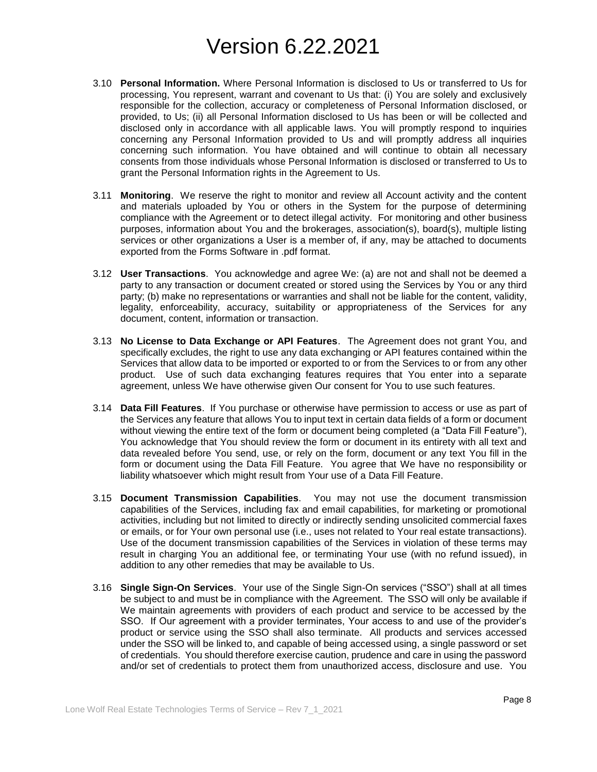3.10 **Personal Information.** Where Personal Information is disclosed to Us or transferred to Us for processing, You represent, warrant and covenant to Us that: (i) You are solely and exclusively responsible for the collection, accuracy or completeness of Personal Information disclosed, or provided, to Us; (ii) all Personal Information disclosed to Us has been or will be collected and disclosed only in accordance with all applicable laws. You will promptly respond to inquiries concerning any Personal Information provided to Us and will promptly address all inquiries concerning such information. You have obtained and will continue to obtain all necessary consents from those individuals whose Personal Information is disclosed or transferred to Us to grant the Personal Information rights in the Agreement to Us.

3.11 **Monitoring**. We reserve the right to monitor and review all Account activity and the content and materials uploaded by You or others in the System for the purpose of determining compliance with the Agreement or to detect illegal activity. For monitoring and other business purposes, information about You and the brokerages, association(s), board(s), multiple listing services or other organizations a User is a member of, if any, may be attached to documents exported from the Forms Software in .pdf format.

3.12 **User Transactions**. You acknowledge and agree We: (a) are not and shall not be deemed a party to any transaction or document created or stored using the Services by You or any third party; (b) make no representations or warranties and shall not be liable for the content, validity, legality, enforceability, accuracy, suitability or appropriateness of the Services for any document, content, information or transaction.

3.13 **No License to Data Exchange or API Features**. The Agreement does not grant You, and specifically excludes, the right to use any data exchanging or API features contained within the Services that allow data to be imported or exported to or from the Services to or from any other product. Use of such data exchanging features requires that You enter into a separate agreement, unless We have otherwise given Our consent for You to use such features.

3.14 **Data Fill Features**. If You purchase or otherwise have permission to access or use as part of the Services any feature that allows You to input text in certain data fields of a form or document without viewing the entire text of the form or document being completed (a "Data Fill Feature"), You acknowledge that You should review the form or document in its entirety with all text and data revealed before You send, use, or rely on the form, document or any text You fill in the form or document using the Data Fill Feature. You agree that We have no responsibility or liability whatsoever which might result from Your use of a Data Fill Feature.

3.15 **Document Transmission Capabilities**. You may not use the document transmission capabilities of the Services, including fax and email capabilities, for marketing or promotional activities, including but not limited to directly or indirectly sending unsolicited commercial faxes or emails, or for Your own personal use (i.e., uses not related to Your real estate transactions). Use of the document transmission capabilities of the Services in violation of these terms may result in charging You an additional fee, or terminating Your use (with no refund issued), in addition to any other remedies that may be available to Us.

3.16 **Single Sign-On Services**. Your use of the Single Sign-On services ("SSO") shall at all times be subject to and must be in compliance with the Agreement. The SSO will only be available if We maintain agreements with providers of each product and service to be accessed by the SSO. If Our agreement with a provider terminates, Your access to and use of the provider's product or service using the SSO shall also terminate. All products and services accessed under the SSO will be linked to, and capable of being accessed using, a single password or set of credentials. You should therefore exercise caution, prudence and care in using the password and/or set of credentials to protect them from unauthorized access, disclosure and use. You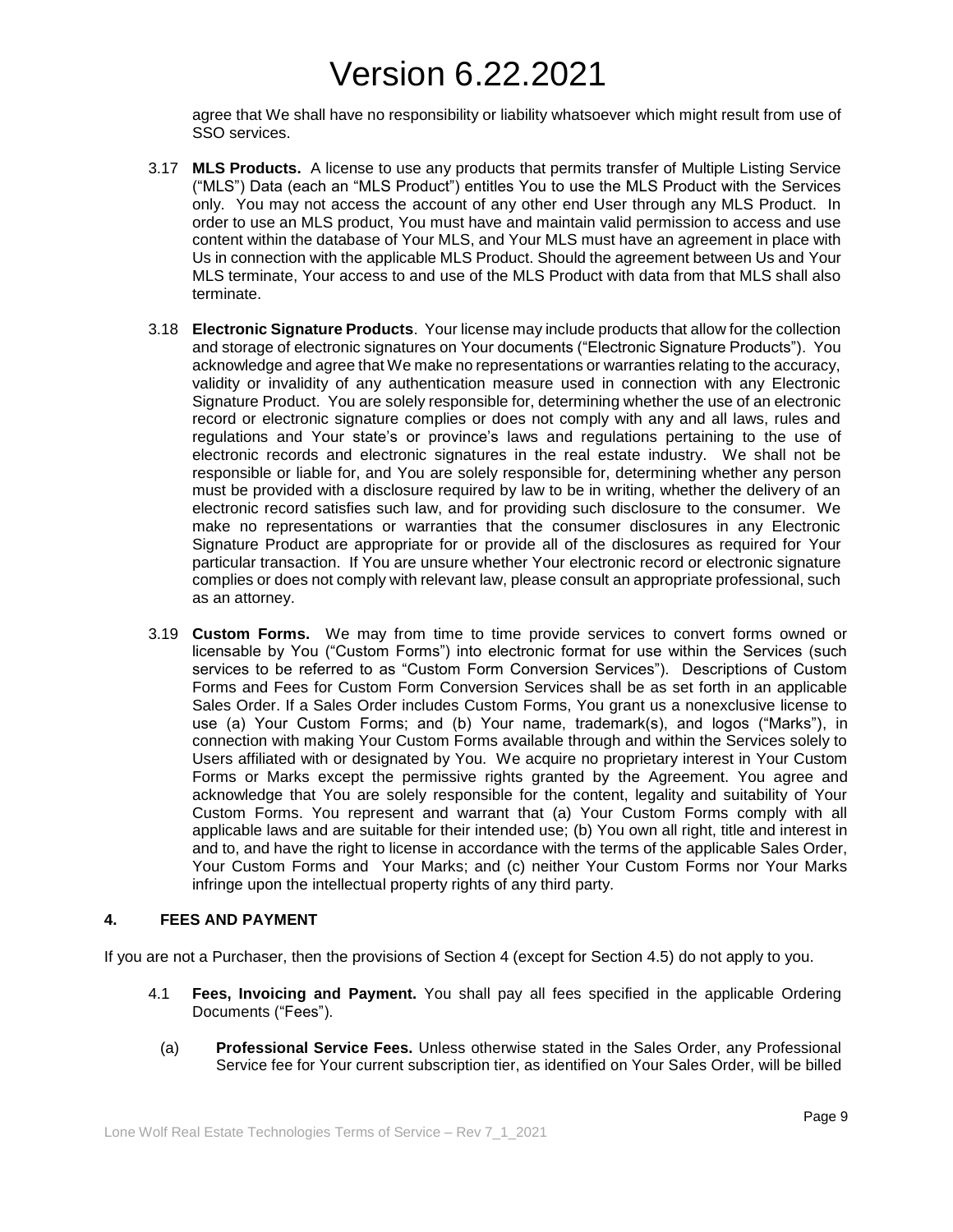agree that We shall have no responsibility or liability whatsoever which might result from use of SSO services.

3.17 **MLS Products.** A license to use any products that permits transfer of Multiple Listing Service ("MLS") Data (each an "MLS Product") entitles You to use the MLS Product with the Services only. You may not access the account of any other end User through any MLS Product. In order to use an MLS product, You must have and maintain valid permission to access and use content within the database of Your MLS, and Your MLS must have an agreement in place with Us in connection with the applicable MLS Product. Should the agreement between Us and Your MLS terminate, Your access to and use of the MLS Product with data from that MLS shall also terminate.

3.18 **Electronic Signature Products**. Your license may include products that allow for the collection and storage of electronic signatures on Your documents ("Electronic Signature Products"). You acknowledge and agree that We make no representations or warranties relating to the accuracy, validity or invalidity of any authentication measure used in connection with any Electronic Signature Product. You are solely responsible for, determining whether the use of an electronic record or electronic signature complies or does not comply with any and all laws, rules and regulations and Your state's or province's laws and regulations pertaining to the use of electronic records and electronic signatures in the real estate industry. We shall not be responsible or liable for, and You are solely responsible for, determining whether any person must be provided with a disclosure required by law to be in writing, whether the delivery of an electronic record satisfies such law, and for providing such disclosure to the consumer. We make no representations or warranties that the consumer disclosures in any Electronic Signature Product are appropriate for or provide all of the disclosures as required for Your particular transaction. If You are unsure whether Your electronic record or electronic signature complies or does not comply with relevant law, please consult an appropriate professional, such as an attorney.

3.19 **Custom Forms.** We may from time to time provide services to convert forms owned or licensable by You ("Custom Forms") into electronic format for use within the Services (such services to be referred to as "Custom Form Conversion Services"). Descriptions of Custom Forms and Fees for Custom Form Conversion Services shall be as set forth in an applicable Sales Order. If a Sales Order includes Custom Forms, You grant us a nonexclusive license to use (a) Your Custom Forms; and (b) Your name, trademark(s), and logos ("Marks"), in connection with making Your Custom Forms available through and within the Services solely to Users affiliated with or designated by You. We acquire no proprietary interest in Your Custom Forms or Marks except the permissive rights granted by the Agreement. You agree and acknowledge that You are solely responsible for the content, legality and suitability of Your Custom Forms. You represent and warrant that (a) Your Custom Forms comply with all applicable laws and are suitable for their intended use; (b) You own all right, title and interest in and to, and have the right to license in accordance with the terms of the applicable Sales Order, Your Custom Forms and Your Marks; and (c) neither Your Custom Forms nor Your Marks infringe upon the intellectual property rights of any third party.

## 4. FEES AND PAYMENT

If you are not a Purchaser, then the provisions of Section 4 (except for Section 4.5) do not apply to you.

4.1 **Fees, Invoicing and Payment.** You shall pay all fees specified in the applicable Ordering Documents ("Fees").

(a) **Professional Service Fees.** Unless otherwise stated in the Sales Order, any Professional Service fee for Your current subscription tier, as identified on Your Sales Order, will be billed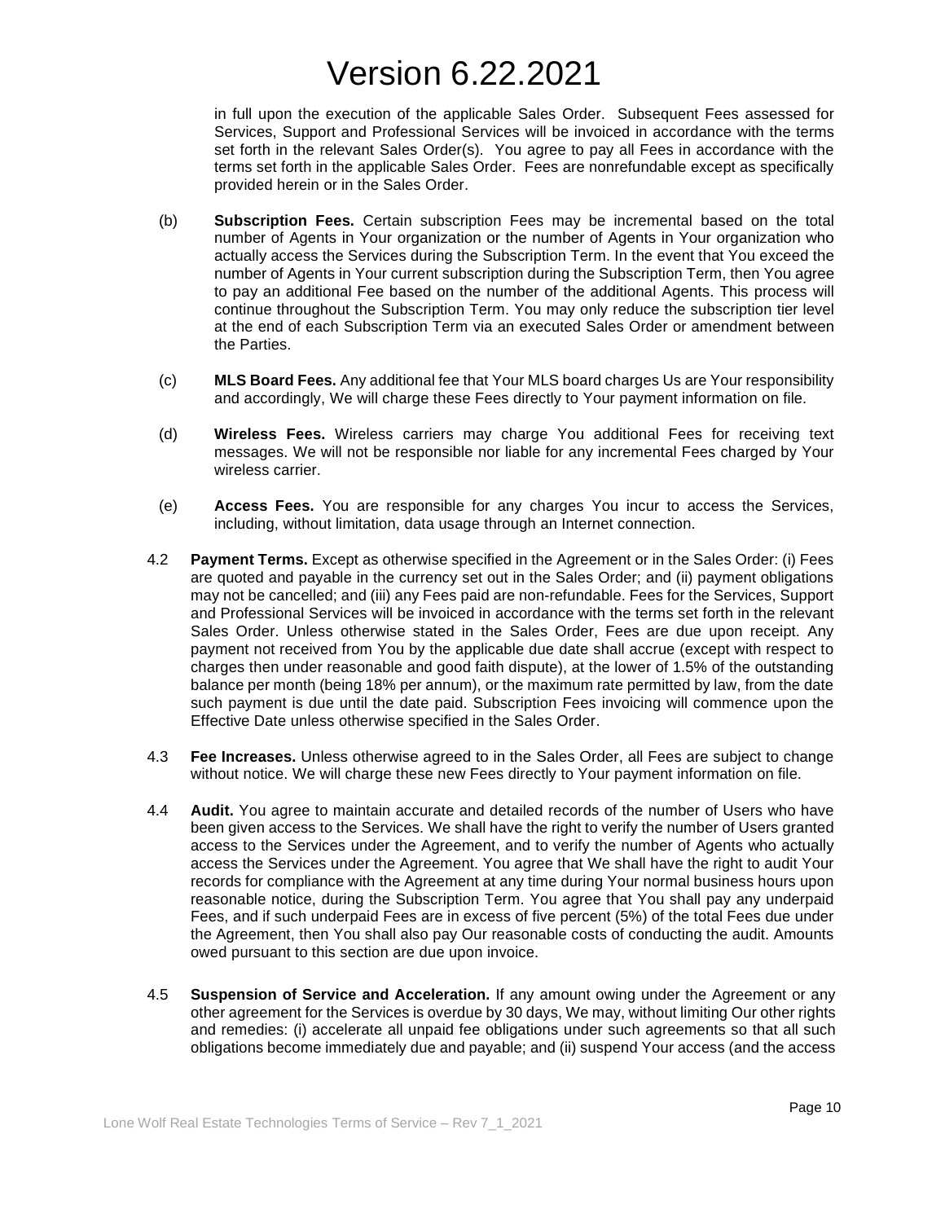in full upon the execution of the applicable Sales Order. Subsequent Fees assessed for Services, Support and Professional Services will be invoiced in accordance with the terms set forth in the relevant Sales Order(s). You agree to pay all Fees in accordance with the terms set forth in the applicable Sales Order. Fees are nonrefundable except as specifically provided herein or in the Sales Order.

(b) **Subscription Fees.** Certain subscription Fees may be incremental based on the total number of Agents in Your organization or the number of Agents in Your organization who actually access the Services during the Subscription Term. In the event that You exceed the number of Agents in Your current subscription during the Subscription Term, then You agree to pay an additional Fee based on the number of the additional Agents. This process will continue throughout the Subscription Term. You may only reduce the subscription tier level at the end of each Subscription Term via an executed Sales Order or amendment between the Parties.

(c) **MLS Board Fees.** Any additional fee that Your MLS board charges Us are Your responsibility and accordingly, We will charge these Fees directly to Your payment information on file.

(d) **Wireless Fees.** Wireless carriers may charge You additional Fees for receiving text messages. We will not be responsible nor liable for any incremental Fees charged by Your wireless carrier.

(e) **Access Fees.** You are responsible for any charges You incur to access the Services, including, without limitation, data usage through an Internet connection.

4.2 **Payment Terms.** Except as otherwise specified in the Agreement or in the Sales Order: (i) Fees are quoted and payable in the currency set out in the Sales Order; and (ii) payment obligations may not be cancelled; and (iii) any Fees paid are non-refundable. Fees for the Services, Support and Professional Services will be invoiced in accordance with the terms set forth in the relevant Sales Order. Unless otherwise stated in the Sales Order, Fees are due upon receipt. Any payment not received from You by the applicable due date shall accrue (except with respect to charges then under reasonable and good faith dispute), at the lower of 1.5% of the outstanding balance per month (being 18% per annum), or the maximum rate permitted by law, from the date such payment is due until the date paid. Subscription Fees invoicing will commence upon the Effective Date unless otherwise specified in the Sales Order.

4.3 **Fee Increases.** Unless otherwise agreed to in the Sales Order, all Fees are subject to change without notice. We will charge these new Fees directly to Your payment information on file.

4.4 **Audit.** You agree to maintain accurate and detailed records of the number of Users who have been given access to the Services. We shall have the right to verify the number of Users granted access to the Services under the Agreement, and to verify the number of Agents who actually access the Services under the Agreement. You agree that We shall have the right to audit Your records for compliance with the Agreement at any time during Your normal business hours upon reasonable notice, during the Subscription Term. You agree that You shall pay any underpaid Fees, and if such underpaid Fees are in excess of five percent (5%) of the total Fees due under the Agreement, then You shall also pay Our reasonable costs of conducting the audit. Amounts owed pursuant to this section are due upon invoice.

4.5 **Suspension of Service and Acceleration.** If any amount owing under the Agreement or any other agreement for the Services is overdue by 30 days, We may, without limiting Our other rights and remedies: (i) accelerate all unpaid fee obligations under such agreements so that all such obligations become immediately due and payable; and (ii) suspend Your access (and the access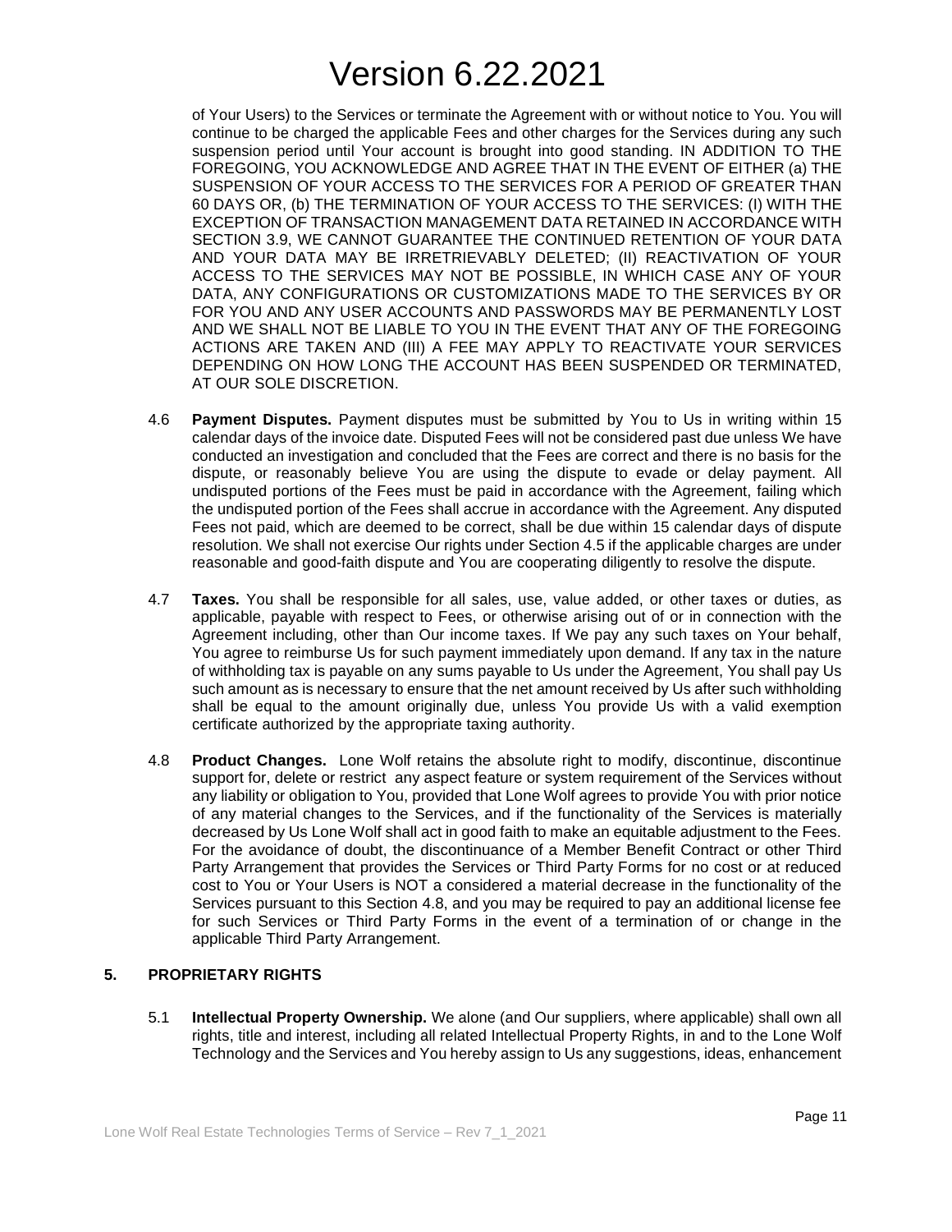of Your Users) to the Services or terminate the Agreement with or without notice to You. You will continue to be charged the applicable Fees and other charges for the Services during any such suspension period until Your account is brought into good standing. IN ADDITION TO THE FOREGOING, YOU ACKNOWLEDGE AND AGREE THAT IN THE EVENT OF EITHER (a) THE SUSPENSION OF YOUR ACCESS TO THE SERVICES FOR A PERIOD OF GREATER THAN 60 DAYS OR, (b) THE TERMINATION OF YOUR ACCESS TO THE SERVICES: (I) WITH THE EXCEPTION OF TRANSACTION MANAGEMENT DATA RETAINED IN ACCORDANCE WITH SECTION 3.9, WE CANNOT GUARANTEE THE CONTINUED RETENTION OF YOUR DATA AND YOUR DATA MAY BE IRRETRIEVABLY DELETED; (II) REACTIVATION OF YOUR ACCESS TO THE SERVICES MAY NOT BE POSSIBLE, IN WHICH CASE ANY OF YOUR DATA, ANY CONFIGURATIONS OR CUSTOMIZATIONS MADE TO THE SERVICES BY OR FOR YOU AND ANY USER ACCOUNTS AND PASSWORDS MAY BE PERMANENTLY LOST AND WE SHALL NOT BE LIABLE TO YOU IN THE EVENT THAT ANY OF THE FOREGOING ACTIONS ARE TAKEN AND (III) A FEE MAY APPLY TO REACTIVATE YOUR SERVICES DEPENDING ON HOW LONG THE ACCOUNT HAS BEEN SUSPENDED OR TERMINATED, AT OUR SOLE DISCRETION.

4.6 **Payment Disputes.** Payment disputes must be submitted by You to Us in writing within 15 calendar days of the invoice date. Disputed Fees will not be considered past due unless We have conducted an investigation and concluded that the Fees are correct and there is no basis for the dispute, or reasonably believe You are using the dispute to evade or delay payment. All undisputed portions of the Fees must be paid in accordance with the Agreement, failing which the undisputed portion of the Fees shall accrue in accordance with the Agreement. Any disputed Fees not paid, which are deemed to be correct, shall be due within 15 calendar days of dispute resolution. We shall not exercise Our rights under Section 4.5 if the applicable charges are under reasonable and good-faith dispute and You are cooperating diligently to resolve the dispute.

4.7 **Taxes.** You shall be responsible for all sales, use, value added, or other taxes or duties, as applicable, payable with respect to Fees, or otherwise arising out of or in connection with the Agreement including, other than Our income taxes. If We pay any such taxes on Your behalf, You agree to reimburse Us for such payment immediately upon demand. If any tax in the nature of withholding tax is payable on any sums payable to Us under the Agreement, You shall pay Us such amount as is necessary to ensure that the net amount received by Us after such withholding shall be equal to the amount originally due, unless You provide Us with a valid exemption certificate authorized by the appropriate taxing authority.

4.8 **Product Changes.** Lone Wolf retains the absolute right to modify, discontinue, discontinue support for, delete or restrict any aspect feature or system requirement of the Services without any liability or obligation to You, provided that Lone Wolf agrees to provide You with prior notice of any material changes to the Services, and if the functionality of the Services is materially decreased by Us Lone Wolf shall act in good faith to make an equitable adjustment to the Fees. For the avoidance of doubt, the discontinuance of a Member Benefit Contract or other Third Party Arrangement that provides the Services or Third Party Forms for no cost or at reduced cost to You or Your Users is NOT a considered a material decrease in the functionality of the Services pursuant to this Section 4.8, and you may be required to pay an additional license fee for such Services or Third Party Forms in the event of a termination of or change in the applicable Third Party Arrangement.

## 5. PROPRIETARY RIGHTS

5.1 **Intellectual Property Ownership.** We alone (and Our suppliers, where applicable) shall own all rights, title and interest, including all related Intellectual Property Rights, in and to the Lone Wolf Technology and the Services and You hereby assign to Us any suggestions, ideas, enhancement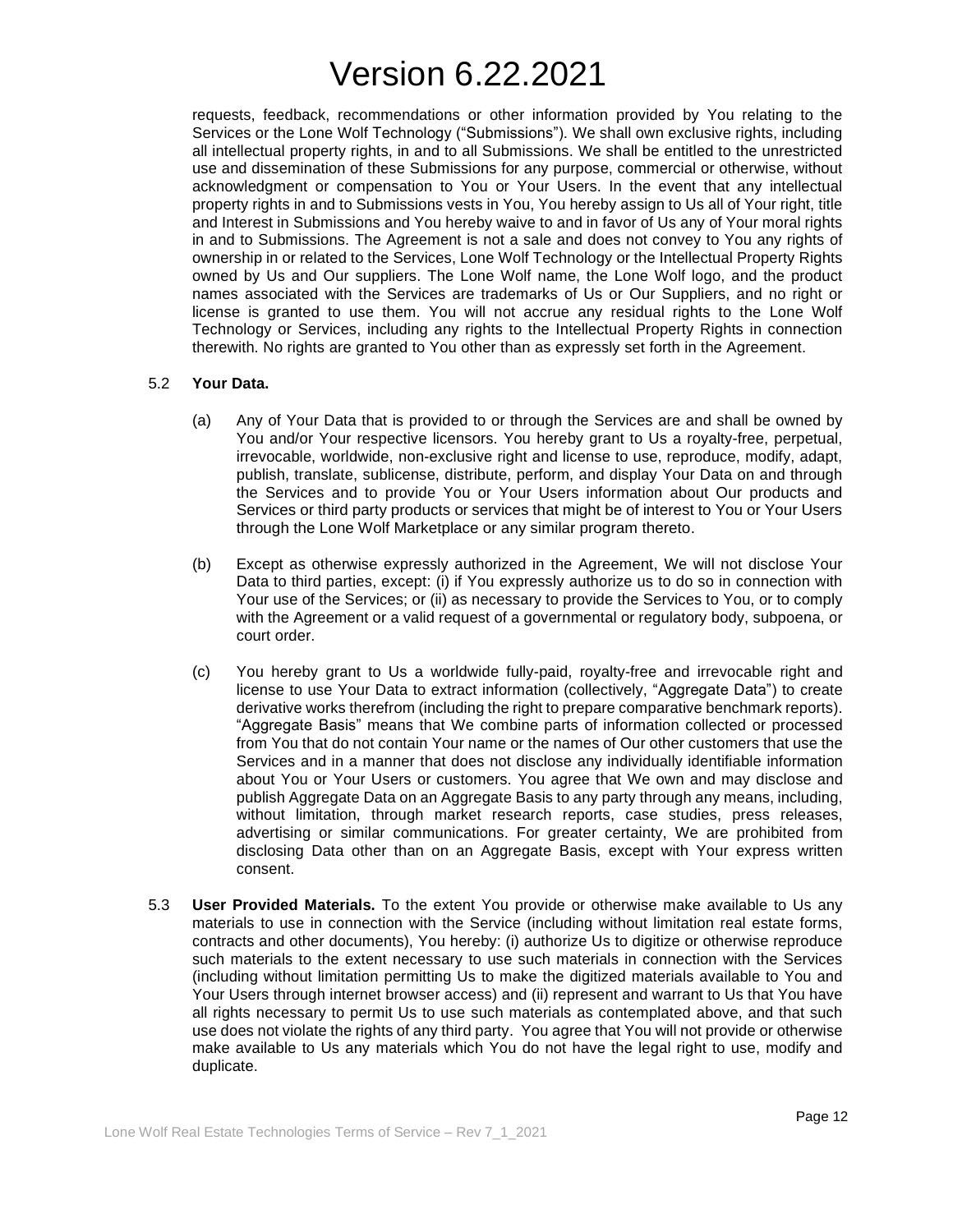requests, feedback, recommendations or other information provided by You relating to the Services or the Lone Wolf Technology ("Submissions"). We shall own exclusive rights, including all intellectual property rights, in and to all Submissions. We shall be entitled to the unrestricted use and dissemination of these Submissions for any purpose, commercial or otherwise, without acknowledgment or compensation to You or Your Users. In the event that any intellectual property rights in and to Submissions vests in You, You hereby assign to Us all of Your right, title and Interest in Submissions and You hereby waive to and in favor of Us any of Your moral rights in and to Submissions. The Agreement is not a sale and does not convey to You any rights of ownership in or related to the Services, Lone Wolf Technology or the Intellectual Property Rights owned by Us and Our suppliers. The Lone Wolf name, the Lone Wolf logo, and the product names associated with the Services are trademarks of Us or Our Suppliers, and no right or license is granted to use them. You will not accrue any residual rights to the Lone Wolf Technology or Services, including any rights to the Intellectual Property Rights in connection therewith. No rights are granted to You other than as expressly set forth in the Agreement.

5.2 **Your Data.**

(a) Any of Your Data that is provided to or through the Services are and shall be owned by You and/or Your respective licensors. You hereby grant to Us a royalty-free, perpetual, irrevocable, worldwide, non-exclusive right and license to use, reproduce, modify, adapt, publish, translate, sublicense, distribute, perform, and display Your Data on and through the Services and to provide You or Your Users information about Our products and Services or third party products or services that might be of interest to You or Your Users through the Lone Wolf Marketplace or any similar program thereto.

(b) Except as otherwise expressly authorized in the Agreement, We will not disclose Your Data to third parties, except: (i) if You expressly authorize us to do so in connection with Your use of the Services; or (ii) as necessary to provide the Services to You, or to comply with the Agreement or a valid request of a governmental or regulatory body, subpoena, or court order.

(c) You hereby grant to Us a worldwide fully-paid, royalty-free and irrevocable right and license to use Your Data to extract information (collectively, "Aggregate Data") to create derivative works therefrom (including the right to prepare comparative benchmark reports). "Aggregate Basis" means that We combine parts of information collected or processed from You that do not contain Your name or the names of Our other customers that use the Services and in a manner that does not disclose any individually identifiable information about You or Your Users or customers. You agree that We own and may disclose and publish Aggregate Data on an Aggregate Basis to any party through any means, including, without limitation, through market research reports, case studies, press releases, advertising or similar communications. For greater certainty, We are prohibited from disclosing Data other than on an Aggregate Basis, except with Your express written consent.

5.3 **User Provided Materials.** To the extent You provide or otherwise make available to Us any materials to use in connection with the Service (including without limitation real estate forms, contracts and other documents), You hereby: (i) authorize Us to digitize or otherwise reproduce such materials to the extent necessary to use such materials in connection with the Services (including without limitation permitting Us to make the digitized materials available to You and Your Users through internet browser access) and (ii) represent and warrant to Us that You have all rights necessary to permit Us to use such materials as contemplated above, and that such use does not violate the rights of any third party. You agree that You will not provide or otherwise make available to Us any materials which You do not have the legal right to use, modify and duplicate.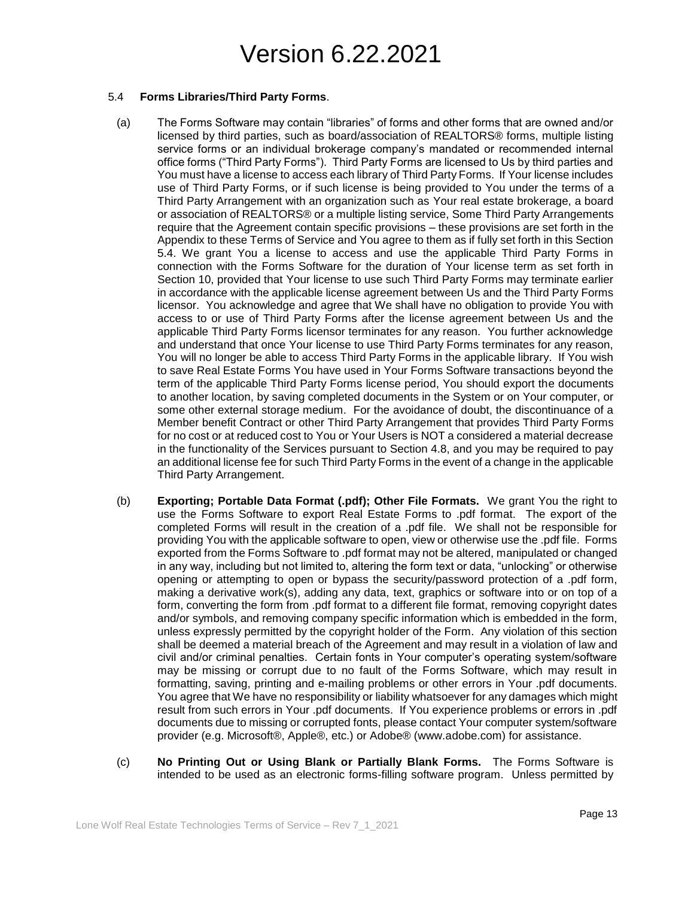# Version 6.22.2021

5.4 **Forms Libraries/Third Party Forms**.

(a) The Forms Software may contain "libraries" of forms and other forms that are owned and/or licensed by third parties, such as board/association of REALTORS® forms, multiple listing service forms or an individual brokerage company's mandated or recommended internal office forms ("Third Party Forms"). Third Party Forms are licensed to Us by third parties and You must have a license to access each library of Third Party Forms. If Your license includes use of Third Party Forms, or if such license is being provided to You under the terms of a Third Party Arrangement with an organization such as Your real estate brokerage, a board or association of REALTORS® or a multiple listing service, Some Third Party Arrangements require that the Agreement contain specific provisions – these provisions are set forth in the Appendix to these Terms of Service and You agree to them as if fully set forth in this Section 5.4. We grant You a license to access and use the applicable Third Party Forms in connection with the Forms Software for the duration of Your license term as set forth in Section 10, provided that Your license to use such Third Party Forms may terminate earlier in accordance with the applicable license agreement between Us and the Third Party Forms licensor. You acknowledge and agree that We shall have no obligation to provide You with access to or use of Third Party Forms after the license agreement between Us and the applicable Third Party Forms licensor terminates for any reason. You further acknowledge and understand that once Your license to use Third Party Forms terminates for any reason, You will no longer be able to access Third Party Forms in the applicable library. If You wish to save Real Estate Forms You have used in Your Forms Software transactions beyond the term of the applicable Third Party Forms license period, You should export the documents to another location, by saving completed documents in the System or on Your computer, or some other external storage medium. For the avoidance of doubt, the discontinuance of a Member benefit Contract or other Third Party Arrangement that provides Third Party Forms for no cost or at reduced cost to You or Your Users is NOT a considered a material decrease in the functionality of the Services pursuant to Section 4.8, and you may be required to pay an additional license fee for such Third Party Forms in the event of a change in the applicable Third Party Arrangement.

(b) **Exporting; Portable Data Format (.pdf); Other File Formats.** We grant You the right to use the Forms Software to export Real Estate Forms to .pdf format. The export of the completed Forms will result in the creation of a .pdf file. We shall not be responsible for providing You with the applicable software to open, view or otherwise use the .pdf file. Forms exported from the Forms Software to .pdf format may not be altered, manipulated or changed in any way, including but not limited to, altering the form text or data, "unlocking" or otherwise opening or attempting to open or bypass the security/password protection of a .pdf form, making a derivative work(s), adding any data, text, graphics or software into or on top of a form, converting the form from .pdf format to a different file format, removing copyright dates and/or symbols, and removing company specific information which is embedded in the form, unless expressly permitted by the copyright holder of the Form. Any violation of this section shall be deemed a material breach of the Agreement and may result in a violation of law and civil and/or criminal penalties. Certain fonts in Your computer's operating system/software may be missing or corrupt due to no fault of the Forms Software, which may result in formatting, saving, printing and e-mailing problems or other errors in Your .pdf documents. You agree that We have no responsibility or liability whatsoever for any damages which might result from such errors in Your .pdf documents. If You experience problems or errors in .pdf documents due to missing or corrupted fonts, please contact Your computer system/software provider (e.g. Microsoft®, Apple®, etc.) or Adobe® (www.adobe.com) for assistance.

(c) **No Printing Out or Using Blank or Partially Blank Forms.** The Forms Software is intended to be used as an electronic forms-filling software program. Unless permitted by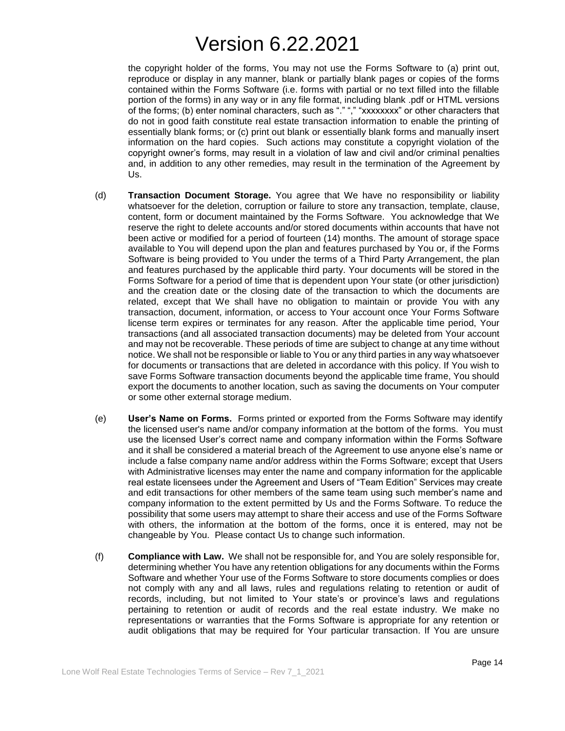the copyright holder of the forms, You may not use the Forms Software to (a) print out, reproduce or display in any manner, blank or partially blank pages or copies of the forms contained within the Forms Software (i.e. forms with partial or no text filled into the fillable portion of the forms) in any way or in any file format, including blank .pdf or HTML versions of the forms; (b) enter nominal characters, such as "." "," "xxxxxxxx" or other characters that do not in good faith constitute real estate transaction information to enable the printing of essentially blank forms; or (c) print out blank or essentially blank forms and manually insert information on the hard copies. Such actions may constitute a copyright violation of the copyright owner's forms, may result in a violation of law and civil and/or criminal penalties and, in addition to any other remedies, may result in the termination of the Agreement by Us.

(d) **Transaction Document Storage.** You agree that We have no responsibility or liability whatsoever for the deletion, corruption or failure to store any transaction, template, clause, content, form or document maintained by the Forms Software. You acknowledge that We reserve the right to delete accounts and/or stored documents within accounts that have not been active or modified for a period of fourteen (14) months. The amount of storage space available to You will depend upon the plan and features purchased by You or, if the Forms Software is being provided to You under the terms of a Third Party Arrangement, the plan and features purchased by the applicable third party. Your documents will be stored in the Forms Software for a period of time that is dependent upon Your state (or other jurisdiction) and the creation date or the closing date of the transaction to which the documents are related, except that We shall have no obligation to maintain or provide You with any transaction, document, information, or access to Your account once Your Forms Software license term expires or terminates for any reason. After the applicable time period, Your transactions (and all associated transaction documents) may be deleted from Your account and may not be recoverable. These periods of time are subject to change at any time without notice. We shall not be responsible or liable to You or any third parties in any way whatsoever for documents or transactions that are deleted in accordance with this policy. If You wish to save Forms Software transaction documents beyond the applicable time frame, You should export the documents to another location, such as saving the documents on Your computer or some other external storage medium.

(e) **User's Name on Forms.** Forms printed or exported from the Forms Software may identify the licensed user's name and/or company information at the bottom of the forms. You must use the licensed User's correct name and company information within the Forms Software and it shall be considered a material breach of the Agreement to use anyone else's name or include a false company name and/or address within the Forms Software; except that Users with Administrative licenses may enter the name and company information for the applicable real estate licensees under the Agreement and Users of "Team Edition" Services may create and edit transactions for other members of the same team using such member's name and company information to the extent permitted by Us and the Forms Software. To reduce the possibility that some users may attempt to share their access and use of the Forms Software with others, the information at the bottom of the forms, once it is entered, may not be changeable by You. Please contact Us to change such information.

(f) **Compliance with Law.** We shall not be responsible for, and You are solely responsible for, determining whether You have any retention obligations for any documents within the Forms Software and whether Your use of the Forms Software to store documents complies or does not comply with any and all laws, rules and regulations relating to retention or audit of records, including, but not limited to Your state's or province's laws and regulations pertaining to retention or audit of records and the real estate industry. We make no representations or warranties that the Forms Software is appropriate for any retention or audit obligations that may be required for Your particular transaction. If You are unsure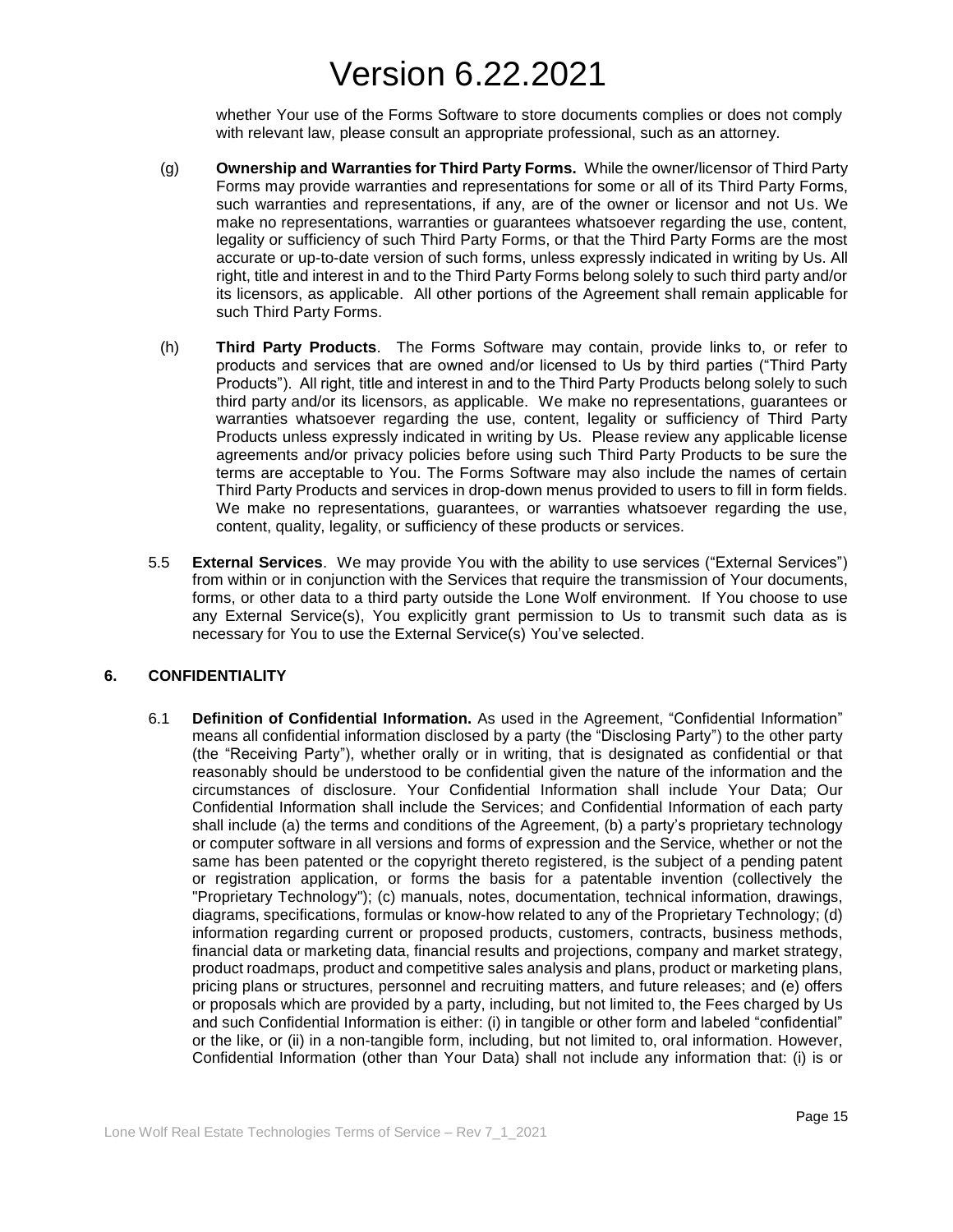whether Your use of the Forms Software to store documents complies or does not comply with relevant law, please consult an appropriate professional, such as an attorney.

(g) **Ownership and Warranties for Third Party Forms.** While the owner/licensor of Third Party Forms may provide warranties and representations for some or all of its Third Party Forms, such warranties and representations, if any, are of the owner or licensor and not Us. We make no representations, warranties or guarantees whatsoever regarding the use, content, legality or sufficiency of such Third Party Forms, or that the Third Party Forms are the most accurate or up-to-date version of such forms, unless expressly indicated in writing by Us. All right, title and interest in and to the Third Party Forms belong solely to such third party and/or its licensors, as applicable. All other portions of the Agreement shall remain applicable for such Third Party Forms.

(h) **Third Party Products**. The Forms Software may contain, provide links to, or refer to products and services that are owned and/or licensed to Us by third parties ("Third Party Products"). All right, title and interest in and to the Third Party Products belong solely to such third party and/or its licensors, as applicable. We make no representations, guarantees or warranties whatsoever regarding the use, content, legality or sufficiency of Third Party Products unless expressly indicated in writing by Us. Please review any applicable license agreements and/or privacy policies before using such Third Party Products to be sure the terms are acceptable to You. The Forms Software may also include the names of certain Third Party Products and services in drop-down menus provided to users to fill in form fields. We make no representations, guarantees, or warranties whatsoever regarding the use, content, quality, legality, or sufficiency of these products or services.

5.5 **External Services**. We may provide You with the ability to use services ("External Services") from within or in conjunction with the Services that require the transmission of Your documents, forms, or other data to a third party outside the Lone Wolf environment. If You choose to use any External Service(s), You explicitly grant permission to Us to transmit such data as is necessary for You to use the External Service(s) You've selected.

## 6. CONFIDENTIALITY

6.1 **Definition of Confidential Information.** As used in the Agreement, "Confidential Information" means all confidential information disclosed by a party (the "Disclosing Party") to the other party (the "Receiving Party"), whether orally or in writing, that is designated as confidential or that reasonably should be understood to be confidential given the nature of the information and the circumstances of disclosure. Your Confidential Information shall include Your Data; Our Confidential Information shall include the Services; and Confidential Information of each party shall include (a) the terms and conditions of the Agreement, (b) a party's proprietary technology or computer software in all versions and forms of expression and the Service, whether or not the same has been patented or the copyright thereto registered, is the subject of a pending patent or registration application, or forms the basis for a patentable invention (collectively the "Proprietary Technology"); (c) manuals, notes, documentation, technical information, drawings, diagrams, specifications, formulas or know-how related to any of the Proprietary Technology; (d) information regarding current or proposed products, customers, contracts, business methods, financial data or marketing data, financial results and projections, company and market strategy, product roadmaps, product and competitive sales analysis and plans, product or marketing plans, pricing plans or structures, personnel and recruiting matters, and future releases; and (e) offers or proposals which are provided by a party, including, but not limited to, the Fees charged by Us and such Confidential Information is either: (i) in tangible or other form and labeled "confidential" or the like, or (ii) in a non-tangible form, including, but not limited to, oral information. However, Confidential Information (other than Your Data) shall not include any information that: (i) is or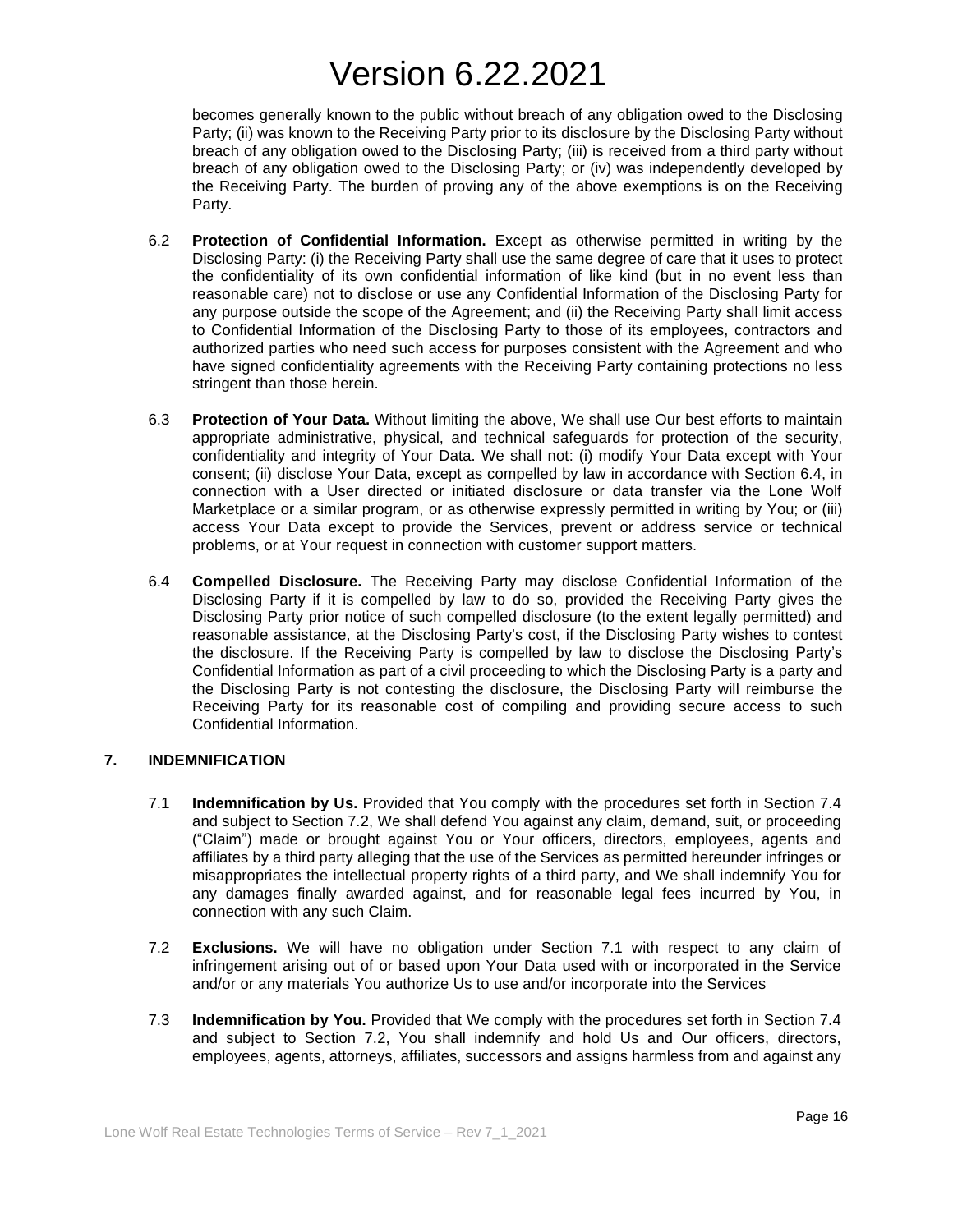becomes generally known to the public without breach of any obligation owed to the Disclosing Party; (ii) was known to the Receiving Party prior to its disclosure by the Disclosing Party without breach of any obligation owed to the Disclosing Party; (iii) is received from a third party without breach of any obligation owed to the Disclosing Party; or (iv) was independently developed by the Receiving Party. The burden of proving any of the above exemptions is on the Receiving Party.

6.2 **Protection of Confidential Information.** Except as otherwise permitted in writing by the Disclosing Party: (i) the Receiving Party shall use the same degree of care that it uses to protect the confidentiality of its own confidential information of like kind (but in no event less than reasonable care) not to disclose or use any Confidential Information of the Disclosing Party for any purpose outside the scope of the Agreement; and (ii) the Receiving Party shall limit access to Confidential Information of the Disclosing Party to those of its employees, contractors and authorized parties who need such access for purposes consistent with the Agreement and who have signed confidentiality agreements with the Receiving Party containing protections no less stringent than those herein.

6.3 **Protection of Your Data.** Without limiting the above, We shall use Our best efforts to maintain appropriate administrative, physical, and technical safeguards for protection of the security, confidentiality and integrity of Your Data. We shall not: (i) modify Your Data except with Your consent; (ii) disclose Your Data, except as compelled by law in accordance with Section 6.4, in connection with a User directed or initiated disclosure or data transfer via the Lone Wolf Marketplace or a similar program, or as otherwise expressly permitted in writing by You; or (iii) access Your Data except to provide the Services, prevent or address service or technical problems, or at Your request in connection with customer support matters.

6.4 **Compelled Disclosure.** The Receiving Party may disclose Confidential Information of the Disclosing Party if it is compelled by law to do so, provided the Receiving Party gives the Disclosing Party prior notice of such compelled disclosure (to the extent legally permitted) and reasonable assistance, at the Disclosing Party's cost, if the Disclosing Party wishes to contest the disclosure. If the Receiving Party is compelled by law to disclose the Disclosing Party's Confidential Information as part of a civil proceeding to which the Disclosing Party is a party and the Disclosing Party is not contesting the disclosure, the Disclosing Party will reimburse the Receiving Party for its reasonable cost of compiling and providing secure access to such Confidential Information.

## 7. INDEMNIFICATION

7.1 **Indemnification by Us.** Provided that You comply with the procedures set forth in Section 7.4 and subject to Section 7.2, We shall defend You against any claim, demand, suit, or proceeding ("Claim") made or brought against You or Your officers, directors, employees, agents and affiliates by a third party alleging that the use of the Services as permitted hereunder infringes or misappropriates the intellectual property rights of a third party, and We shall indemnify You for any damages finally awarded against, and for reasonable legal fees incurred by You, in connection with any such Claim.

7.2 **Exclusions.** We will have no obligation under Section 7.1 with respect to any claim of infringement arising out of or based upon Your Data used with or incorporated in the Service and/or or any materials You authorize Us to use and/or incorporate into the Services

7.3 **Indemnification by You.** Provided that We comply with the procedures set forth in Section 7.4 and subject to Section 7.2, You shall indemnify and hold Us and Our officers, directors, employees, agents, attorneys, affiliates, successors and assigns harmless from and against any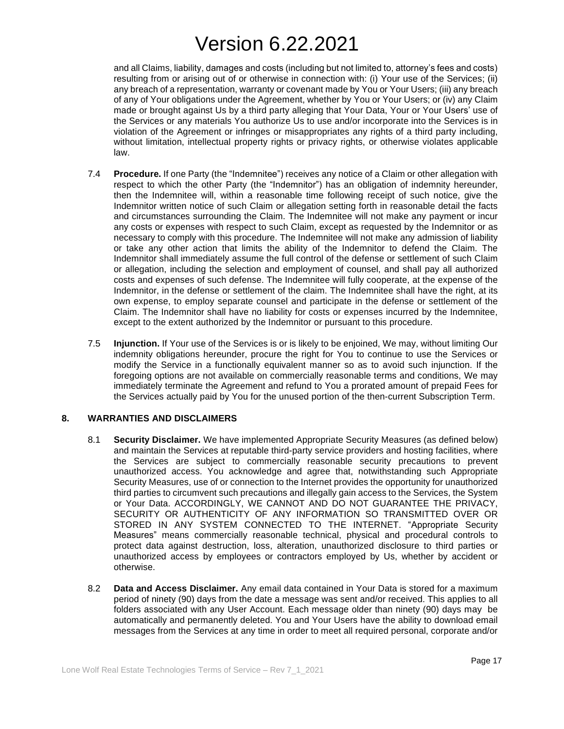and all Claims, liability, damages and costs (including but not limited to, attorney's fees and costs) resulting from or arising out of or otherwise in connection with: (i) Your use of the Services; (ii) any breach of a representation, warranty or covenant made by You or Your Users; (iii) any breach of any of Your obligations under the Agreement, whether by You or Your Users; or (iv) any Claim made or brought against Us by a third party alleging that Your Data, Your or Your Users' use of the Services or any materials You authorize Us to use and/or incorporate into the Services is in violation of the Agreement or infringes or misappropriates any rights of a third party including, without limitation, intellectual property rights or privacy rights, or otherwise violates applicable law.

7.4 **Procedure.** If one Party (the "Indemnitee") receives any notice of a Claim or other allegation with respect to which the other Party (the "Indemnitor") has an obligation of indemnity hereunder, then the Indemnitee will, within a reasonable time following receipt of such notice, give the Indemnitor written notice of such Claim or allegation setting forth in reasonable detail the facts and circumstances surrounding the Claim. The Indemnitee will not make any payment or incur any costs or expenses with respect to such Claim, except as requested by the Indemnitor or as necessary to comply with this procedure. The Indemnitee will not make any admission of liability or take any other action that limits the ability of the Indemnitor to defend the Claim. The Indemnitor shall immediately assume the full control of the defense or settlement of such Claim or allegation, including the selection and employment of counsel, and shall pay all authorized costs and expenses of such defense. The Indemnitee will fully cooperate, at the expense of the Indemnitor, in the defense or settlement of the claim. The Indemnitee shall have the right, at its own expense, to employ separate counsel and participate in the defense or settlement of the Claim. The Indemnitor shall have no liability for costs or expenses incurred by the Indemnitee, except to the extent authorized by the Indemnitor or pursuant to this procedure.

7.5 **Injunction.** If Your use of the Services is or is likely to be enjoined, We may, without limiting Our indemnity obligations hereunder, procure the right for You to continue to use the Services or modify the Service in a functionally equivalent manner so as to avoid such injunction. If the foregoing options are not available on commercially reasonable terms and conditions, We may immediately terminate the Agreement and refund to You a prorated amount of prepaid Fees for the Services actually paid by You for the unused portion of the then-current Subscription Term.

## 8. WARRANTIES AND DISCLAIMERS

8.1 **Security Disclaimer.** We have implemented Appropriate Security Measures (as defined below) and maintain the Services at reputable third-party service providers and hosting facilities, where the Services are subject to commercially reasonable security precautions to prevent unauthorized access. You acknowledge and agree that, notwithstanding such Appropriate Security Measures, use of or connection to the Internet provides the opportunity for unauthorized third parties to circumvent such precautions and illegally gain access to the Services, the System or Your Data. ACCORDINGLY, WE CANNOT AND DO NOT GUARANTEE THE PRIVACY, SECURITY OR AUTHENTICITY OF ANY INFORMATION SO TRANSMITTED OVER OR STORED IN ANY SYSTEM CONNECTED TO THE INTERNET. "Appropriate Security Measures" means commercially reasonable technical, physical and procedural controls to protect data against destruction, loss, alteration, unauthorized disclosure to third parties or unauthorized access by employees or contractors employed by Us, whether by accident or otherwise.

8.2 **Data and Access Disclaimer.** Any email data contained in Your Data is stored for a maximum period of ninety (90) days from the date a message was sent and/or received. This applies to all folders associated with any User Account. Each message older than ninety (90) days may be automatically and permanently deleted. You and Your Users have the ability to download email messages from the Services at any time in order to meet all required personal, corporate and/or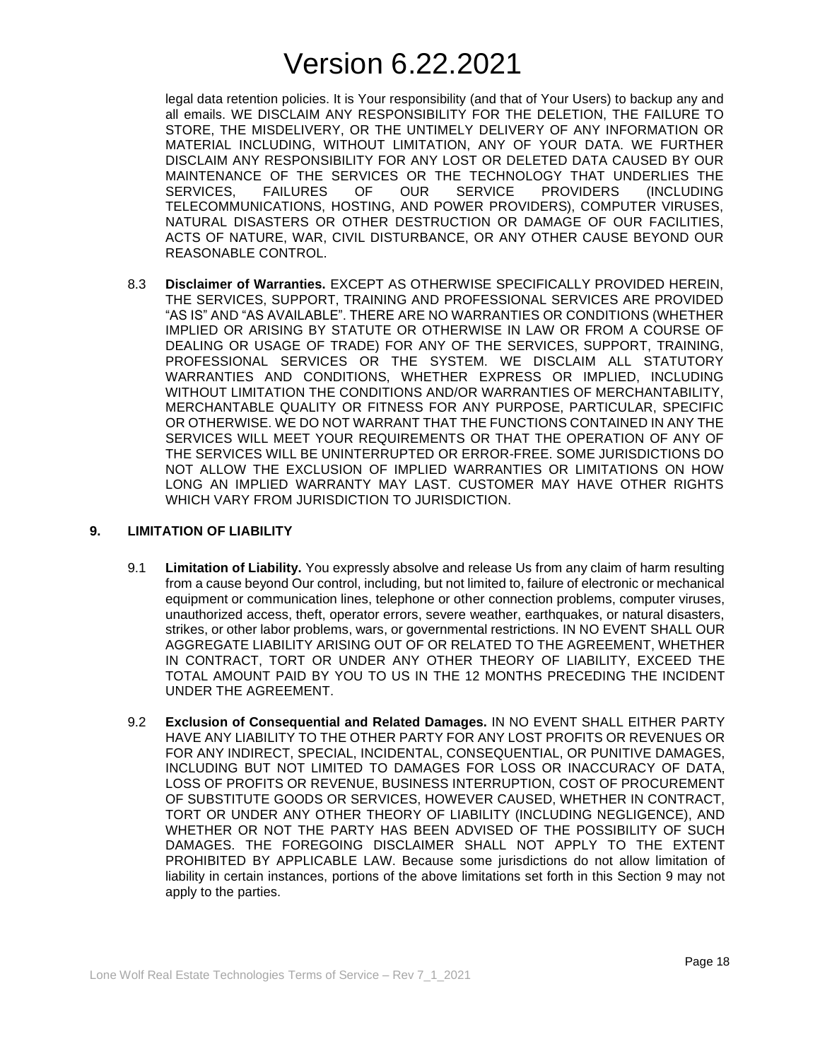legal data retention policies. It is Your responsibility (and that of Your Users) to backup any and all emails. WE DISCLAIM ANY RESPONSIBILITY FOR THE DELETION, THE FAILURE TO STORE, THE MISDELIVERY, OR THE UNTIMELY DELIVERY OF ANY INFORMATION OR MATERIAL INCLUDING, WITHOUT LIMITATION, ANY OF YOUR DATA. WE FURTHER DISCLAIM ANY RESPONSIBILITY FOR ANY LOST OR DELETED DATA CAUSED BY OUR MAINTENANCE OF THE SERVICES OR THE TECHNOLOGY THAT UNDERLIES THE SERVICES, FAILURES OF OUR SERVICE PROVIDERS (INCLUDING TELECOMMUNICATIONS, HOSTING, AND POWER PROVIDERS), COMPUTER VIRUSES, NATURAL DISASTERS OR OTHER DESTRUCTION OR DAMAGE OF OUR FACILITIES, ACTS OF NATURE, WAR, CIVIL DISTURBANCE, OR ANY OTHER CAUSE BEYOND OUR REASONABLE CONTROL.

8.3 **Disclaimer of Warranties.** EXCEPT AS OTHERWISE SPECIFICALLY PROVIDED HEREIN, THE SERVICES, SUPPORT, TRAINING AND PROFESSIONAL SERVICES ARE PROVIDED "AS IS" AND "AS AVAILABLE". THERE ARE NO WARRANTIES OR CONDITIONS (WHETHER IMPLIED OR ARISING BY STATUTE OR OTHERWISE IN LAW OR FROM A COURSE OF DEALING OR USAGE OF TRADE) FOR ANY OF THE SERVICES, SUPPORT, TRAINING, PROFESSIONAL SERVICES OR THE SYSTEM. WE DISCLAIM ALL STATUTORY WARRANTIES AND CONDITIONS, WHETHER EXPRESS OR IMPLIED, INCLUDING WITHOUT LIMITATION THE CONDITIONS AND/OR WARRANTIES OF MERCHANTABILITY, MERCHANTABLE QUALITY OR FITNESS FOR ANY PURPOSE, PARTICULAR, SPECIFIC OR OTHERWISE. WE DO NOT WARRANT THAT THE FUNCTIONS CONTAINED IN ANY THE SERVICES WILL MEET YOUR REQUIREMENTS OR THAT THE OPERATION OF ANY OF THE SERVICES WILL BE UNINTERRUPTED OR ERROR-FREE. SOME JURISDICTIONS DO NOT ALLOW THE EXCLUSION OF IMPLIED WARRANTIES OR LIMITATIONS ON HOW LONG AN IMPLIED WARRANTY MAY LAST. CUSTOMER MAY HAVE OTHER RIGHTS WHICH VARY FROM JURISDICTION TO JURISDICTION.

## 9. LIMITATION OF LIABILITY

9.1 **Limitation of Liability.** You expressly absolve and release Us from any claim of harm resulting from a cause beyond Our control, including, but not limited to, failure of electronic or mechanical equipment or communication lines, telephone or other connection problems, computer viruses, unauthorized access, theft, operator errors, severe weather, earthquakes, or natural disasters, strikes, or other labor problems, wars, or governmental restrictions. IN NO EVENT SHALL OUR AGGREGATE LIABILITY ARISING OUT OF OR RELATED TO THE AGREEMENT, WHETHER IN CONTRACT, TORT OR UNDER ANY OTHER THEORY OF LIABILITY, EXCEED THE TOTAL AMOUNT PAID BY YOU TO US IN THE 12 MONTHS PRECEDING THE INCIDENT UNDER THE AGREEMENT.

9.2 **Exclusion of Consequential and Related Damages.** IN NO EVENT SHALL EITHER PARTY HAVE ANY LIABILITY TO THE OTHER PARTY FOR ANY LOST PROFITS OR REVENUES OR FOR ANY INDIRECT, SPECIAL, INCIDENTAL, CONSEQUENTIAL, OR PUNITIVE DAMAGES, INCLUDING BUT NOT LIMITED TO DAMAGES FOR LOSS OR INACCURACY OF DATA, LOSS OF PROFITS OR REVENUE, BUSINESS INTERRUPTION, COST OF PROCUREMENT OF SUBSTITUTE GOODS OR SERVICES, HOWEVER CAUSED, WHETHER IN CONTRACT, TORT OR UNDER ANY OTHER THEORY OF LIABILITY (INCLUDING NEGLIGENCE), AND WHETHER OR NOT THE PARTY HAS BEEN ADVISED OF THE POSSIBILITY OF SUCH DAMAGES. THE FOREGOING DISCLAIMER SHALL NOT APPLY TO THE EXTENT PROHIBITED BY APPLICABLE LAW. Because some jurisdictions do not allow limitation of liability in certain instances, portions of the above limitations set forth in this Section 9 may not apply to the parties.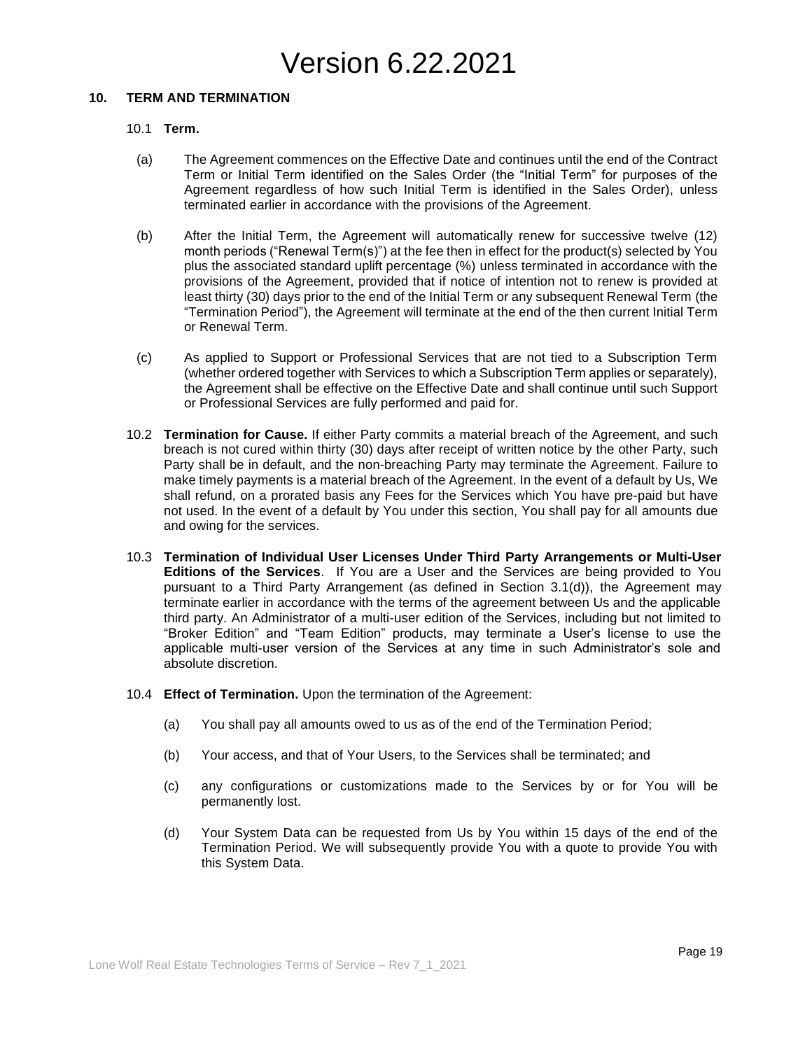## 10. TERM AND TERMINATION

10.1 **Term.**

(a) The Agreement commences on the Effective Date and continues until the end of the Contract Term or Initial Term identified on the Sales Order (the "Initial Term" for purposes of the Agreement regardless of how such Initial Term is identified in the Sales Order), unless terminated earlier in accordance with the provisions of the Agreement.

(b) After the Initial Term, the Agreement will automatically renew for successive twelve (12) month periods ("Renewal Term(s)") at the fee then in effect for the product(s) selected by You plus the associated standard uplift percentage (%) unless terminated in accordance with the provisions of the Agreement, provided that if notice of intention not to renew is provided at least thirty (30) days prior to the end of the Initial Term or any subsequent Renewal Term (the "Termination Period"), the Agreement will terminate at the end of the then current Initial Term or Renewal Term.

(c) As applied to Support or Professional Services that are not tied to a Subscription Term (whether ordered together with Services to which a Subscription Term applies or separately), the Agreement shall be effective on the Effective Date and shall continue until such Support or Professional Services are fully performed and paid for.

10.2 **Termination for Cause.** If either Party commits a material breach of the Agreement, and such breach is not cured within thirty (30) days after receipt of written notice by the other Party, such Party shall be in default, and the non-breaching Party may terminate the Agreement. Failure to make timely payments is a material breach of the Agreement. In the event of a default by Us, We shall refund, on a prorated basis any Fees for the Services which You have pre-paid but have not used. In the event of a default by You under this section, You shall pay for all amounts due and owing for the services.

10.3 **Termination of Individual User Licenses Under Third Party Arrangements or Multi-User Editions of the Services**. If You are a User and the Services are being provided to You pursuant to a Third Party Arrangement (as defined in Section 3.1(d)), the Agreement may terminate earlier in accordance with the terms of the agreement between Us and the applicable third party. An Administrator of a multi-user edition of the Services, including but not limited to "Broker Edition" and "Team Edition" products, may terminate a User's license to use the applicable multi-user version of the Services at any time in such Administrator's sole and absolute discretion.

10.4 **Effect of Termination.** Upon the termination of the Agreement:

(a) You shall pay all amounts owed to us as of the end of the Termination Period;

(b) Your access, and that of Your Users, to the Services shall be terminated; and

(c) any configurations or customizations made to the Services by or for You will be permanently lost.

(d) Your System Data can be requested from Us by You within 15 days of the end of the Termination Period. We will subsequently provide You with a quote to provide You with this System Data.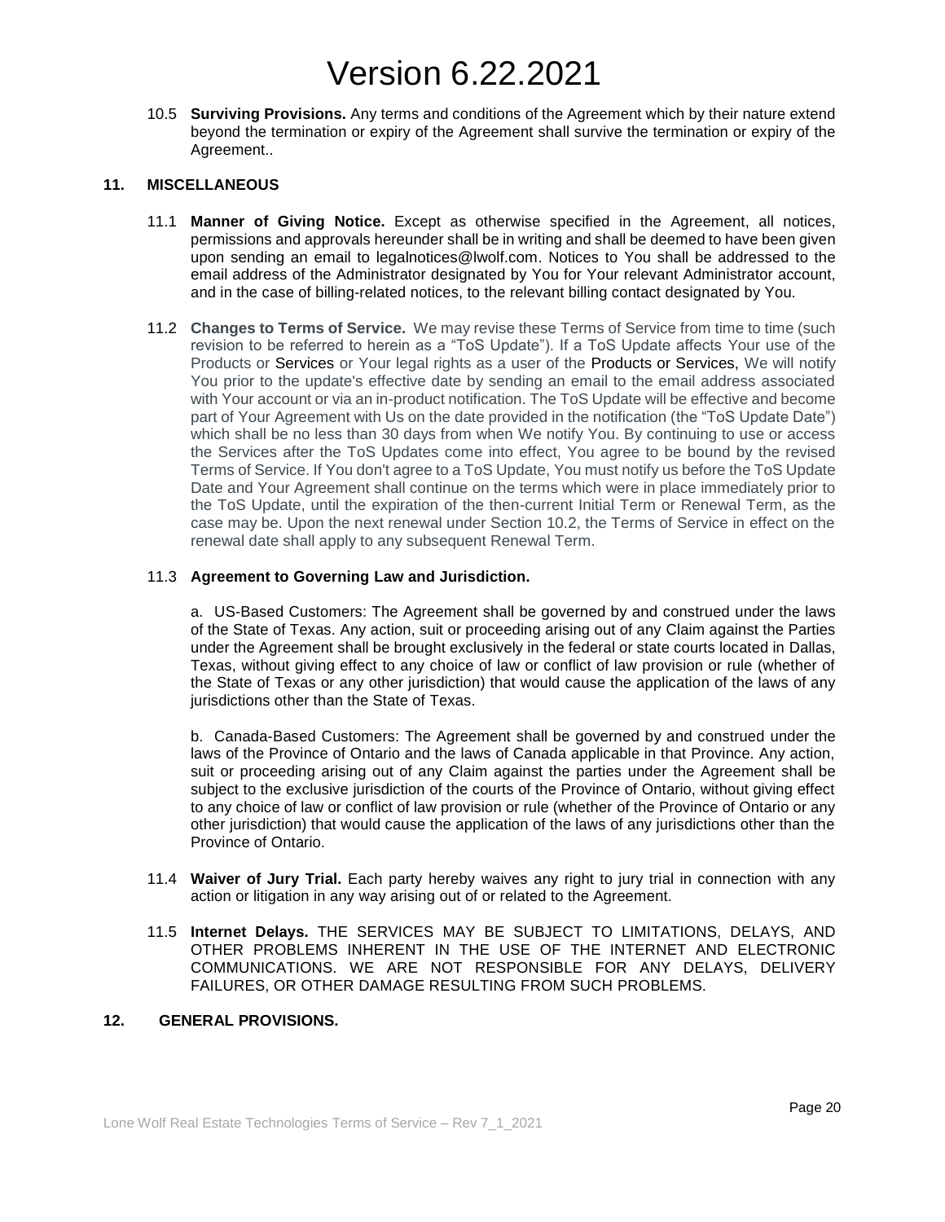10.5 **Surviving Provisions.** Any terms and conditions of the Agreement which by their nature extend beyond the termination or expiry of the Agreement shall survive the termination or expiry of the Agreement..

## 11. MISCELLANEOUS

11.1 **Manner of Giving Notice.** Except as otherwise specified in the Agreement, all notices, permissions and approvals hereunder shall be in writing and shall be deemed to have been given upon sending an email to legalnotices@lwolf.com. Notices to You shall be addressed to the email address of the Administrator designated by You for Your relevant Administrator account, and in the case of billing-related notices, to the relevant billing contact designated by You.

11.2 **Changes to Terms of Service.** We may revise these Terms of Service from time to time (such revision to be referred to herein as a "ToS Update"). If a ToS Update affects Your use of the Products or Services or Your legal rights as a user of the Products or Services, We will notify You prior to the update's effective date by sending an email to the email address associated with Your account or via an in-product notification. The ToS Update will be effective and become part of Your Agreement with Us on the date provided in the notification (the "ToS Update Date") which shall be no less than 30 days from when We notify You. By continuing to use or access the Services after the ToS Updates come into effect, You agree to be bound by the revised Terms of Service. If You don't agree to a ToS Update, You must notify us before the ToS Update Date and Your Agreement shall continue on the terms which were in place immediately prior to the ToS Update, until the expiration of the then-current Initial Term or Renewal Term, as the case may be. Upon the next renewal under Section 10.2, the Terms of Service in effect on the renewal date shall apply to any subsequent Renewal Term.

11.3 **Agreement to Governing Law and Jurisdiction.**

a. US-Based Customers: The Agreement shall be governed by and construed under the laws of the State of Texas. Any action, suit or proceeding arising out of any Claim against the Parties under the Agreement shall be brought exclusively in the federal or state courts located in Dallas, Texas, without giving effect to any choice of law or conflict of law provision or rule (whether of the State of Texas or any other jurisdiction) that would cause the application of the laws of any jurisdictions other than the State of Texas.

b. Canada-Based Customers: The Agreement shall be governed by and construed under the laws of the Province of Ontario and the laws of Canada applicable in that Province. Any action, suit or proceeding arising out of any Claim against the parties under the Agreement shall be subject to the exclusive jurisdiction of the courts of the Province of Ontario, without giving effect to any choice of law or conflict of law provision or rule (whether of the Province of Ontario or any other jurisdiction) that would cause the application of the laws of any jurisdictions other than the Province of Ontario.

11.4 **Waiver of Jury Trial.** Each party hereby waives any right to jury trial in connection with any action or litigation in any way arising out of or related to the Agreement.

11.5 **Internet Delays.** THE SERVICES MAY BE SUBJECT TO LIMITATIONS, DELAYS, AND OTHER PROBLEMS INHERENT IN THE USE OF THE INTERNET AND ELECTRONIC COMMUNICATIONS. WE ARE NOT RESPONSIBLE FOR ANY DELAYS, DELIVERY FAILURES, OR OTHER DAMAGE RESULTING FROM SUCH PROBLEMS.

## 12. GENERAL PROVISIONS.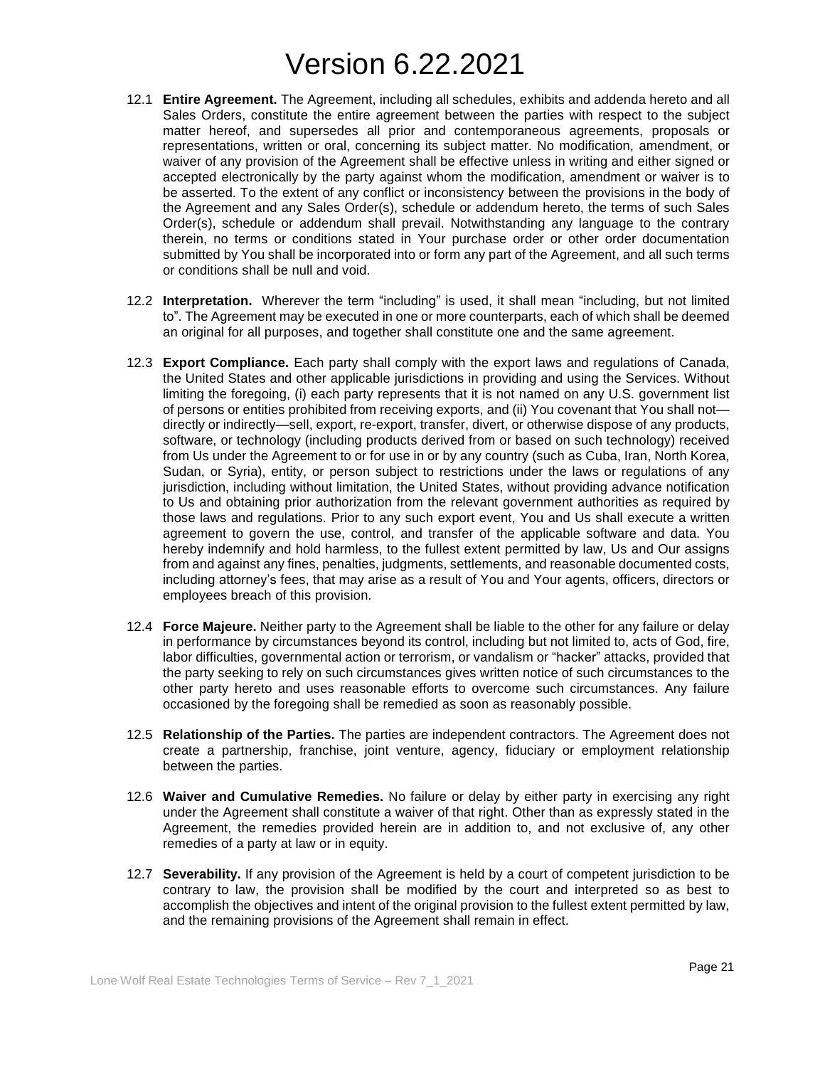12.1 **Entire Agreement.** The Agreement, including all schedules, exhibits and addenda hereto and all Sales Orders, constitute the entire agreement between the parties with respect to the subject matter hereof, and supersedes all prior and contemporaneous agreements, proposals or representations, written or oral, concerning its subject matter. No modification, amendment, or waiver of any provision of the Agreement shall be effective unless in writing and either signed or accepted electronically by the party against whom the modification, amendment or waiver is to be asserted. To the extent of any conflict or inconsistency between the provisions in the body of the Agreement and any Sales Order(s), schedule or addendum hereto, the terms of such Sales Order(s), schedule or addendum shall prevail. Notwithstanding any language to the contrary therein, no terms or conditions stated in Your purchase order or other order documentation submitted by You shall be incorporated into or form any part of the Agreement, and all such terms or conditions shall be null and void.

12.2 **Interpretation.** Wherever the term "including" is used, it shall mean "including, but not limited to". The Agreement may be executed in one or more counterparts, each of which shall be deemed an original for all purposes, and together shall constitute one and the same agreement.

12.3 **Export Compliance.** Each party shall comply with the export laws and regulations of Canada, the United States and other applicable jurisdictions in providing and using the Services. Without limiting the foregoing, (i) each party represents that it is not named on any U.S. government list of persons or entities prohibited from receiving exports, and (ii) You covenant that You shall not—directly or indirectly—sell, export, re-export, transfer, divert, or otherwise dispose of any products, software, or technology (including products derived from or based on such technology) received from Us under the Agreement to or for use in or by any country (such as Cuba, Iran, North Korea, Sudan, or Syria), entity, or person subject to restrictions under the laws or regulations of any jurisdiction, including without limitation, the United States, without providing advance notification to Us and obtaining prior authorization from the relevant government authorities as required by those laws and regulations. Prior to any such export event, You and Us shall execute a written agreement to govern the use, control, and transfer of the applicable software and data. You hereby indemnify and hold harmless, to the fullest extent permitted by law, Us and Our assigns from and against any fines, penalties, judgments, settlements, and reasonable documented costs, including attorney's fees, that may arise as a result of You and Your agents, officers, directors or employees breach of this provision.

12.4 **Force Majeure.** Neither party to the Agreement shall be liable to the other for any failure or delay in performance by circumstances beyond its control, including but not limited to, acts of God, fire, labor difficulties, governmental action or terrorism, or vandalism or "hacker" attacks, provided that the party seeking to rely on such circumstances gives written notice of such circumstances to the other party hereto and uses reasonable efforts to overcome such circumstances. Any failure occasioned by the foregoing shall be remedied as soon as reasonably possible.

12.5 **Relationship of the Parties.** The parties are independent contractors. The Agreement does not create a partnership, franchise, joint venture, agency, fiduciary or employment relationship between the parties.

12.6 **Waiver and Cumulative Remedies.** No failure or delay by either party in exercising any right under the Agreement shall constitute a waiver of that right. Other than as expressly stated in the Agreement, the remedies provided herein are in addition to, and not exclusive of, any other remedies of a party at law or in equity.

12.7 **Severability.** If any provision of the Agreement is held by a court of competent jurisdiction to be contrary to law, the provision shall be modified by the court and interpreted so as best to accomplish the objectives and intent of the original provision to the fullest extent permitted by law, and the remaining provisions of the Agreement shall remain in effect.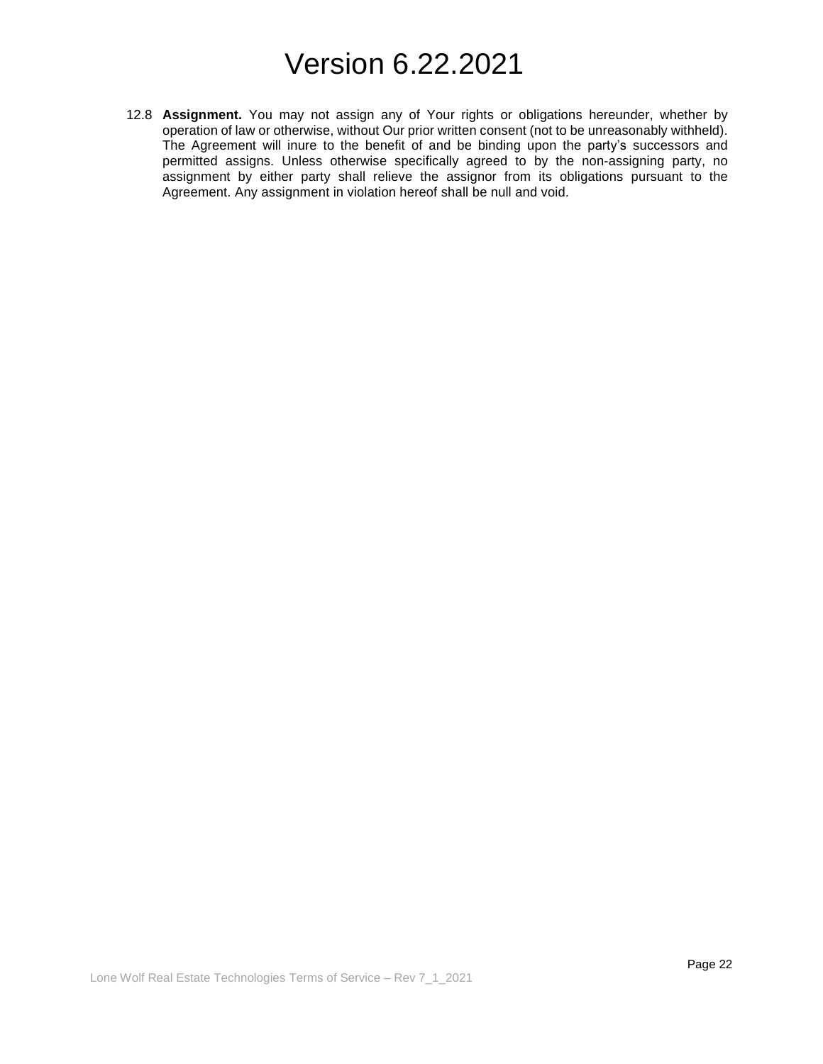12.8 **Assignment.** You may not assign any of Your rights or obligations hereunder, whether by operation of law or otherwise, without Our prior written consent (not to be unreasonably withheld). The Agreement will inure to the benefit of and be binding upon the party's successors and permitted assigns. Unless otherwise specifically agreed to by the non-assigning party, no assignment by either party shall relieve the assignor from its obligations pursuant to the Agreement. Any assignment in violation hereof shall be null and void.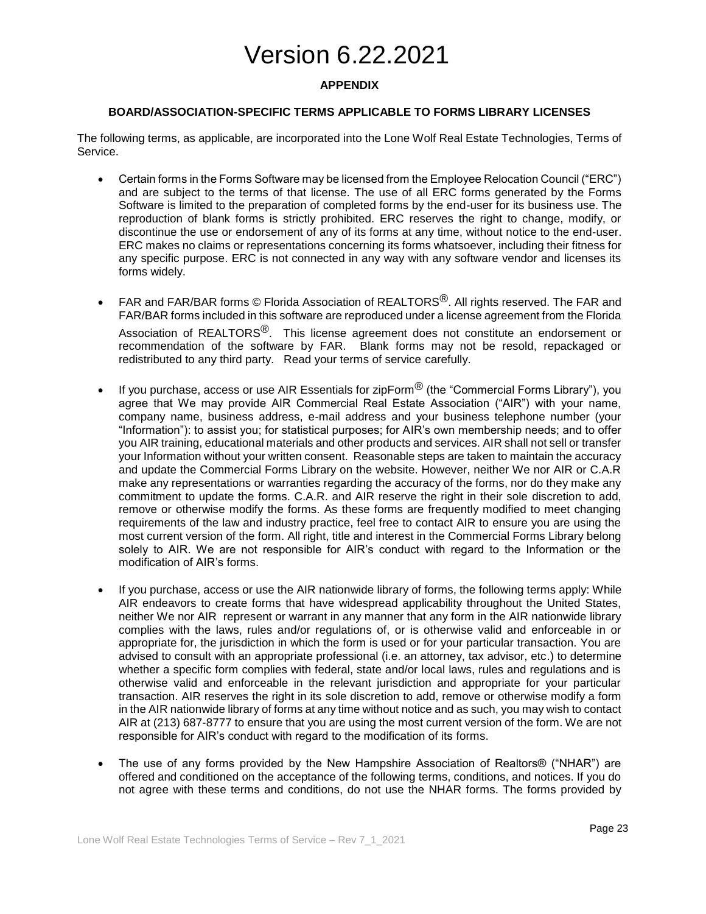# Version 6.22.2021

**APPENDIX**

**BOARD/ASSOCIATION-SPECIFIC TERMS APPLICABLE TO FORMS LIBRARY LICENSES**

The following terms, as applicable, are incorporated into the Lone Wolf Real Estate Technologies, Terms of Service.

- Certain forms in the Forms Software may be licensed from the Employee Relocation Council ("ERC") and are subject to the terms of that license. The use of all ERC forms generated by the Forms Software is limited to the preparation of completed forms by the end-user for its business use. The reproduction of blank forms is strictly prohibited. ERC reserves the right to change, modify, or discontinue the use or endorsement of any of its forms at any time, without notice to the end-user. ERC makes no claims or representations concerning its forms whatsoever, including their fitness for any specific purpose. ERC is not connected in any way with any software vendor and licenses its forms widely.

- FAR and FAR/BAR forms © Florida Association of REALTORS®. All rights reserved. The FAR and FAR/BAR forms included in this software are reproduced under a license agreement from the Florida Association of REALTORS®. This license agreement does not constitute an endorsement or recommendation of the software by FAR. Blank forms may not be resold, repackaged or redistributed to any third party. Read your terms of service carefully.

- If you purchase, access or use AIR Essentials for zipForm® (the "Commercial Forms Library"), you agree that We may provide AIR Commercial Real Estate Association ("AIR") with your name, company name, business address, e-mail address and your business telephone number (your "Information"): to assist you; for statistical purposes; for AIR's own membership needs; and to offer you AIR training, educational materials and other products and services. AIR shall not sell or transfer your Information without your written consent. Reasonable steps are taken to maintain the accuracy and update the Commercial Forms Library on the website. However, neither We nor AIR or C.A.R make any representations or warranties regarding the accuracy of the forms, nor do they make any commitment to update the forms. C.A.R. and AIR reserve the right in their sole discretion to add, remove or otherwise modify the forms. As these forms are frequently modified to meet changing requirements of the law and industry practice, feel free to contact AIR to ensure you are using the most current version of the form. All right, title and interest in the Commercial Forms Library belong solely to AIR. We are not responsible for AIR's conduct with regard to the Information or the modification of AIR's forms.

- If you purchase, access or use the AIR nationwide library of forms, the following terms apply: While AIR endeavors to create forms that have widespread applicability throughout the United States, neither We nor AIR represent or warrant in any manner that any form in the AIR nationwide library complies with the laws, rules and/or regulations of, or is otherwise valid and enforceable in or appropriate for, the jurisdiction in which the form is used or for your particular transaction. You are advised to consult with an appropriate professional (i.e. an attorney, tax advisor, etc.) to determine whether a specific form complies with federal, state and/or local laws, rules and regulations and is otherwise valid and enforceable in the relevant jurisdiction and appropriate for your particular transaction. AIR reserves the right in its sole discretion to add, remove or otherwise modify a form in the AIR nationwide library of forms at any time without notice and as such, you may wish to contact AIR at (213) 687-8777 to ensure that you are using the most current version of the form. We are not responsible for AIR's conduct with regard to the modification of its forms.

- The use of any forms provided by the New Hampshire Association of Realtors® ("NHAR") are offered and conditioned on the acceptance of the following terms, conditions, and notices. If you do not agree with these terms and conditions, do not use the NHAR forms. The forms provided by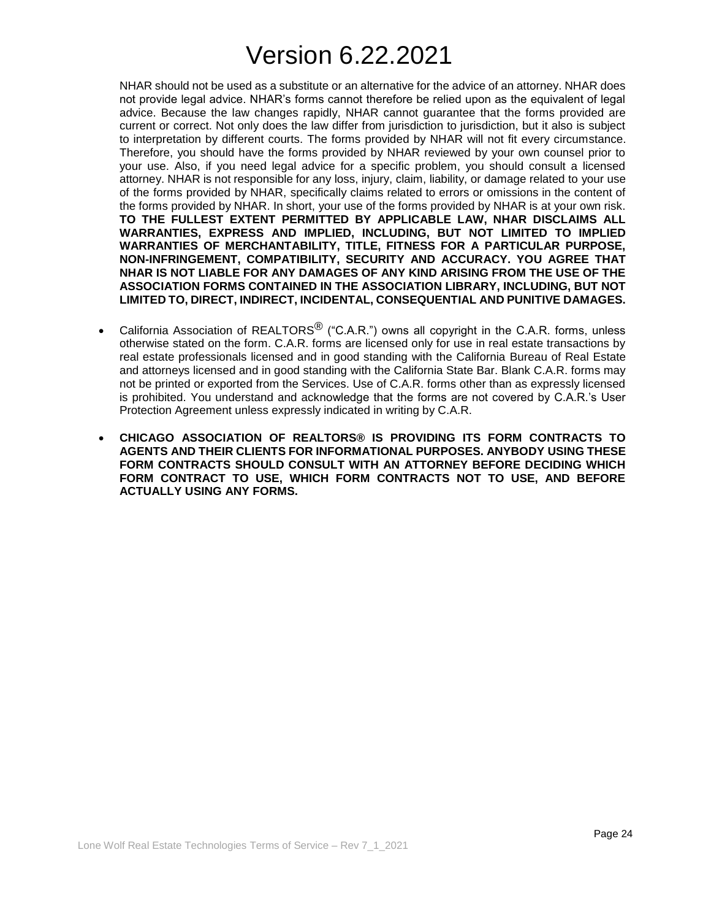# Version 6.22.2021

NHAR should not be used as a substitute or an alternative for the advice of an attorney. NHAR does not provide legal advice. NHAR's forms cannot therefore be relied upon as the equivalent of legal advice. Because the law changes rapidly, NHAR cannot guarantee that the forms provided are current or correct. Not only does the law differ from jurisdiction to jurisdiction, but it also is subject to interpretation by different courts. The forms provided by NHAR will not fit every circumstance. Therefore, you should have the forms provided by NHAR reviewed by your own counsel prior to your use. Also, if you need legal advice for a specific problem, you should consult a licensed attorney. NHAR is not responsible for any loss, injury, claim, liability, or damage related to your use of the forms provided by NHAR, specifically claims related to errors or omissions in the content of the forms provided by NHAR. In short, your use of the forms provided by NHAR is at your own risk. **TO THE FULLEST EXTENT PERMITTED BY APPLICABLE LAW, NHAR DISCLAIMS ALL WARRANTIES, EXPRESS AND IMPLIED, INCLUDING, BUT NOT LIMITED TO IMPLIED WARRANTIES OF MERCHANTABILITY, TITLE, FITNESS FOR A PARTICULAR PURPOSE, NON-INFRINGEMENT, COMPATIBILITY, SECURITY AND ACCURACY. YOU AGREE THAT NHAR IS NOT LIABLE FOR ANY DAMAGES OF ANY KIND ARISING FROM THE USE OF THE ASSOCIATION FORMS CONTAINED IN THE ASSOCIATION LIBRARY, INCLUDING, BUT NOT LIMITED TO, DIRECT, INDIRECT, INCIDENTAL, CONSEQUENTIAL AND PUNITIVE DAMAGES.**

- California Association of REALTORS® ("C.A.R.") owns all copyright in the C.A.R. forms, unless otherwise stated on the form. C.A.R. forms are licensed only for use in real estate transactions by real estate professionals licensed and in good standing with the California Bureau of Real Estate and attorneys licensed and in good standing with the California State Bar. Blank C.A.R. forms may not be printed or exported from the Services. Use of C.A.R. forms other than as expressly licensed is prohibited. You understand and acknowledge that the forms are not covered by C.A.R.'s User Protection Agreement unless expressly indicated in writing by C.A.R.

- **CHICAGO ASSOCIATION OF REALTORS® IS PROVIDING ITS FORM CONTRACTS TO AGENTS AND THEIR CLIENTS FOR INFORMATIONAL PURPOSES. ANYBODY USING THESE FORM CONTRACTS SHOULD CONSULT WITH AN ATTORNEY BEFORE DECIDING WHICH FORM CONTRACT TO USE, WHICH FORM CONTRACTS NOT TO USE, AND BEFORE ACTUALLY USING ANY FORMS.**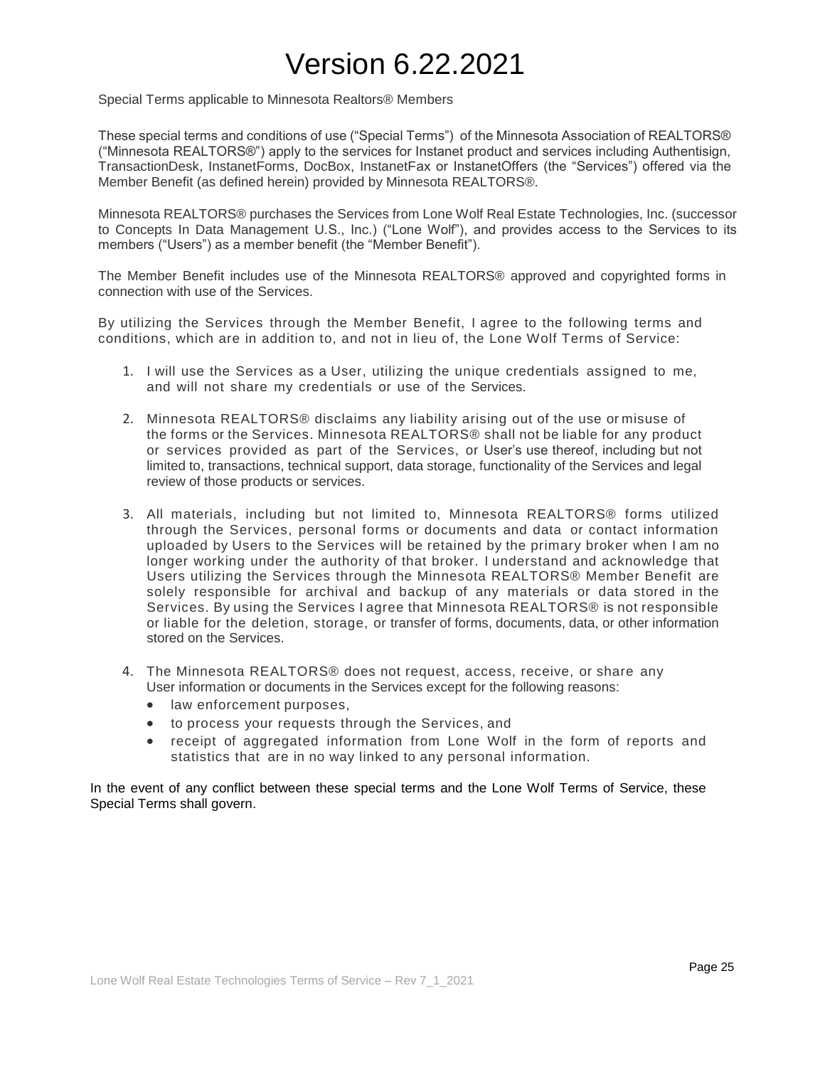# Version 6.22.2021

Special Terms applicable to Minnesota Realtors® Members

These special terms and conditions of use ("Special Terms") of the Minnesota Association of REALTORS® ("Minnesota REALTORS®") apply to the services for Instanet product and services including Authentisign, TransactionDesk, InstanetForms, DocBox, InstanetFax or InstanetOffers (the "Services") offered via the Member Benefit (as defined herein) provided by Minnesota REALTORS®.

Minnesota REALTORS® purchases the Services from Lone Wolf Real Estate Technologies, Inc. (successor to Concepts In Data Management U.S., Inc.) ("Lone Wolf"), and provides access to the Services to its members ("Users") as a member benefit (the "Member Benefit").

The Member Benefit includes use of the Minnesota REALTORS® approved and copyrighted forms in connection with use of the Services.

By utilizing the Services through the Member Benefit, I agree to the following terms and conditions, which are in addition to, and not in lieu of, the Lone Wolf Terms of Service:

1. I will use the Services as a User, utilizing the unique credentials assigned to me, and will not share my credentials or use of the Services.

2. Minnesota REALTORS® disclaims any liability arising out of the use or misuse of the forms or the Services. Minnesota REALTORS® shall not be liable for any product or services provided as part of the Services, or User's use thereof, including but not limited to, transactions, technical support, data storage, functionality of the Services and legal review of those products or services.

3. All materials, including but not limited to, Minnesota REALTORS® forms utilized through the Services, personal forms or documents and data or contact information uploaded by Users to the Services will be retained by the primary broker when I am no longer working under the authority of that broker. I understand and acknowledge that Users utilizing the Services through the Minnesota REALTORS® Member Benefit are solely responsible for archival and backup of any materials or data stored in the Services. By using the Services I agree that Minnesota REALTORS® is not responsible or liable for the deletion, storage, or transfer of forms, documents, data, or other information stored on the Services.

4. The Minnesota REALTORS® does not request, access, receive, or share any User information or documents in the Services except for the following reasons:
   - law enforcement purposes,
   - to process your requests through the Services, and
   - receipt of aggregated information from Lone Wolf in the form of reports and statistics that are in no way linked to any personal information.

In the event of any conflict between these special terms and the Lone Wolf Terms of Service, these Special Terms shall govern.